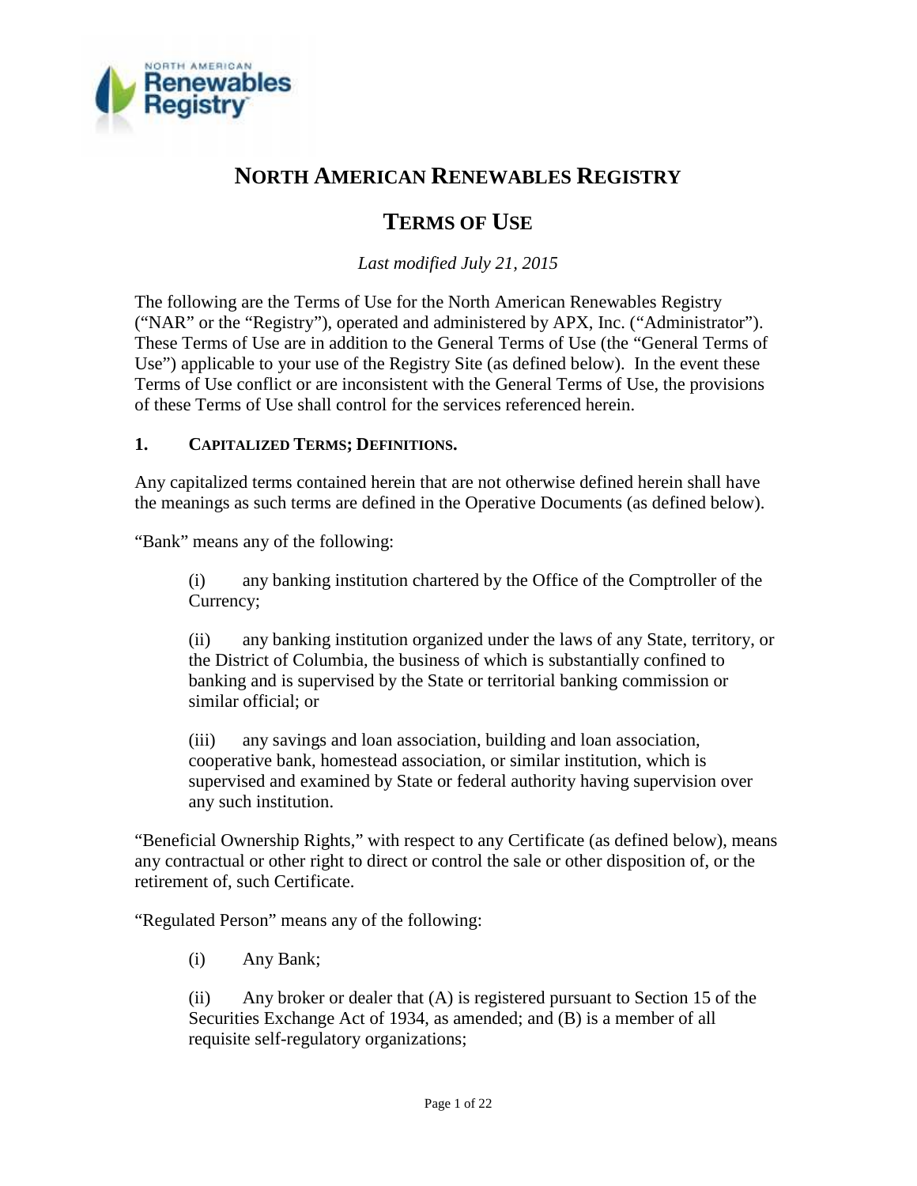# NORTH AMERICAN RENEWABLES REGISTRY

## TERMS OF USE

*Last modified July 21, 2015*

The following are the Terms of Use for the North American Renewables Registry ("NAR" or the "Registry"), operated and administered by APX, Inc. ("Administrator"). These Terms of Use are in addition to the General Terms of Use (the "General Terms of Use") applicable to your use of the Registry Site (as defined below). In the event these Terms of Use conflict or are inconsistent with the General Terms of Use, the provisions of these Terms of Use shall control for the services referenced herein.

### 1. CAPITALIZED TERMS; DEFINITIONS.

Any capitalized terms contained herein that are not otherwise defined herein shall have the meanings as such terms are defined in the Operative Documents (as defined below).

"Bank" means any of the following:

(i) any banking institution chartered by the Office of the Comptroller of the Currency;

(ii) any banking institution organized under the laws of any State, territory, or the District of Columbia, the business of which is substantially confined to banking and is supervised by the State or territorial banking commission or similar official; or

(iii) any savings and loan association, building and loan association, cooperative bank, homestead association, or similar institution, which is supervised and examined by State or federal authority having supervision over any such institution.

"Beneficial Ownership Rights," with respect to any Certificate (as defined below), means any contractual or other right to direct or control the sale or other disposition of, or the retirement of, such Certificate.

"Regulated Person" means any of the following:

(i) Any Bank;

(ii) Any broker or dealer that (A) is registered pursuant to Section 15 of the Securities Exchange Act of 1934, as amended; and (B) is a member of all requisite self-regulatory organizations;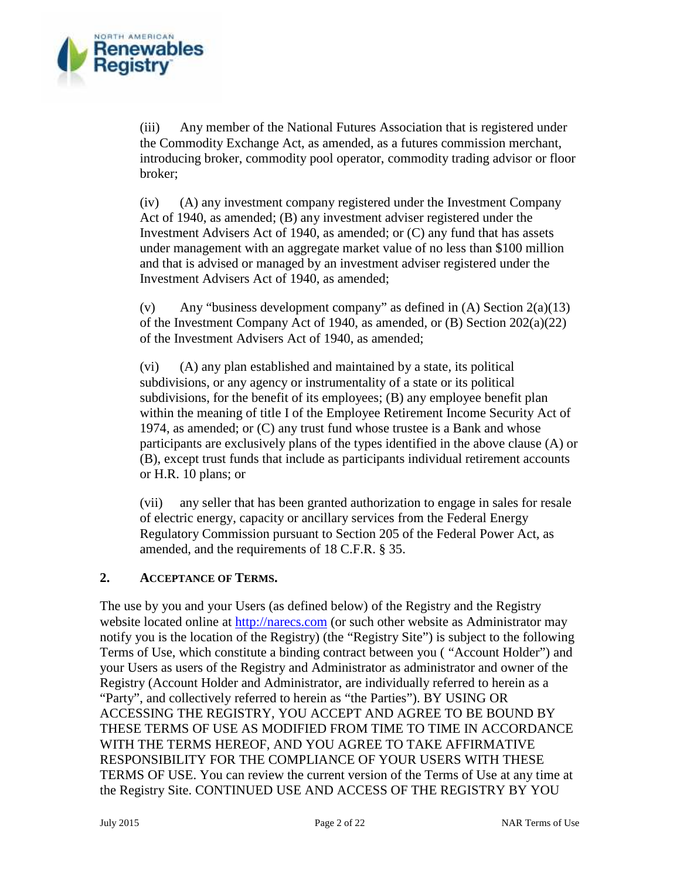(iii) Any member of the National Futures Association that is registered under the Commodity Exchange Act, as amended, as a futures commission merchant, introducing broker, commodity pool operator, commodity trading advisor or floor broker;

(iv) (A) any investment company registered under the Investment Company Act of 1940, as amended; (B) any investment adviser registered under the Investment Advisers Act of 1940, as amended; or (C) any fund that has assets under management with an aggregate market value of no less than $100 million and that is advised or managed by an investment adviser registered under the Investment Advisers Act of 1940, as amended;

(v) Any "business development company" as defined in (A) Section 2(a)(13) of the Investment Company Act of 1940, as amended, or (B) Section 202(a)(22) of the Investment Advisers Act of 1940, as amended;

(vi) (A) any plan established and maintained by a state, its political subdivisions, or any agency or instrumentality of a state or its political subdivisions, for the benefit of its employees; (B) any employee benefit plan within the meaning of title I of the Employee Retirement Income Security Act of 1974, as amended; or (C) any trust fund whose trustee is a Bank and whose participants are exclusively plans of the types identified in the above clause (A) or (B), except trust funds that include as participants individual retirement accounts or H.R. 10 plans; or

(vii) any seller that has been granted authorization to engage in sales for resale of electric energy, capacity or ancillary services from the Federal Energy Regulatory Commission pursuant to Section 205 of the Federal Power Act, as amended, and the requirements of 18 C.F.R. § 35.

## 2. Acceptance of Terms.

The use by you and your Users (as defined below) of the Registry and the Registry website located online at [http://narecs.com](http://narecs.com) (or such other website as Administrator may notify you is the location of the Registry) (the "Registry Site") is subject to the following Terms of Use, which constitute a binding contract between you ( "Account Holder") and your Users as users of the Registry and Administrator as administrator and owner of the Registry (Account Holder and Administrator, are individually referred to herein as a "Party", and collectively referred to herein as "the Parties"). BY USING OR ACCESSING THE REGISTRY, YOU ACCEPT AND AGREE TO BE BOUND BY THESE TERMS OF USE AS MODIFIED FROM TIME TO TIME IN ACCORDANCE WITH THE TERMS HEREOF, AND YOU AGREE TO TAKE AFFIRMATIVE RESPONSIBILITY FOR THE COMPLIANCE OF YOUR USERS WITH THESE TERMS OF USE. You can review the current version of the Terms of Use at any time at the Registry Site. CONTINUED USE AND ACCESS OF THE REGISTRY BY YOU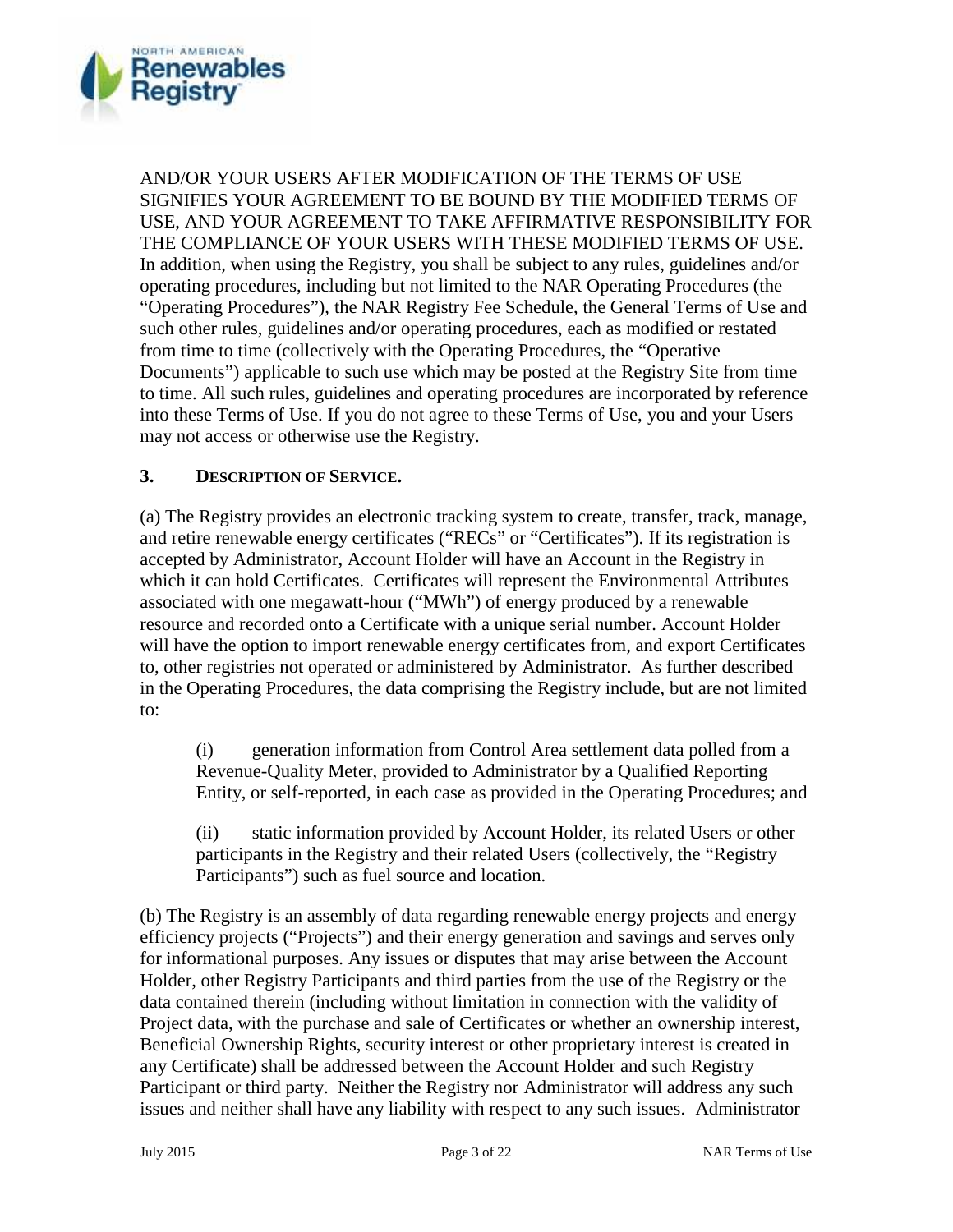AND/OR YOUR USERS AFTER MODIFICATION OF THE TERMS OF USE SIGNIFIES YOUR AGREEMENT TO BE BOUND BY THE MODIFIED TERMS OF USE, AND YOUR AGREEMENT TO TAKE AFFIRMATIVE RESPONSIBILITY FOR THE COMPLIANCE OF YOUR USERS WITH THESE MODIFIED TERMS OF USE. In addition, when using the Registry, you shall be subject to any rules, guidelines and/or operating procedures, including but not limited to the NAR Operating Procedures (the "Operating Procedures"), the NAR Registry Fee Schedule, the General Terms of Use and such other rules, guidelines and/or operating procedures, each as modified or restated from time to time (collectively with the Operating Procedures, the "Operative Documents") applicable to such use which may be posted at the Registry Site from time to time. All such rules, guidelines and operating procedures are incorporated by reference into these Terms of Use. If you do not agree to these Terms of Use, you and your Users may not access or otherwise use the Registry.

**3. DESCRIPTION OF SERVICE.**

(a) The Registry provides an electronic tracking system to create, transfer, track, manage, and retire renewable energy certificates ("RECs" or "Certificates"). If its registration is accepted by Administrator, Account Holder will have an Account in the Registry in which it can hold Certificates. Certificates will represent the Environmental Attributes associated with one megawatt-hour ("MWh") of energy produced by a renewable resource and recorded onto a Certificate with a unique serial number. Account Holder will have the option to import renewable energy certificates from, and export Certificates to, other registries not operated or administered by Administrator. As further described in the Operating Procedures, the data comprising the Registry include, but are not limited to:

(i) generation information from Control Area settlement data polled from a Revenue-Quality Meter, provided to Administrator by a Qualified Reporting Entity, or self-reported, in each case as provided in the Operating Procedures; and

(ii) static information provided by Account Holder, its related Users or other participants in the Registry and their related Users (collectively, the "Registry Participants") such as fuel source and location.

(b) The Registry is an assembly of data regarding renewable energy projects and energy efficiency projects ("Projects") and their energy generation and savings and serves only for informational purposes. Any issues or disputes that may arise between the Account Holder, other Registry Participants and third parties from the use of the Registry or the data contained therein (including without limitation in connection with the validity of Project data, with the purchase and sale of Certificates or whether an ownership interest, Beneficial Ownership Rights, security interest or other proprietary interest is created in any Certificate) shall be addressed between the Account Holder and such Registry Participant or third party. Neither the Registry nor Administrator will address any such issues and neither shall have any liability with respect to any such issues. Administrator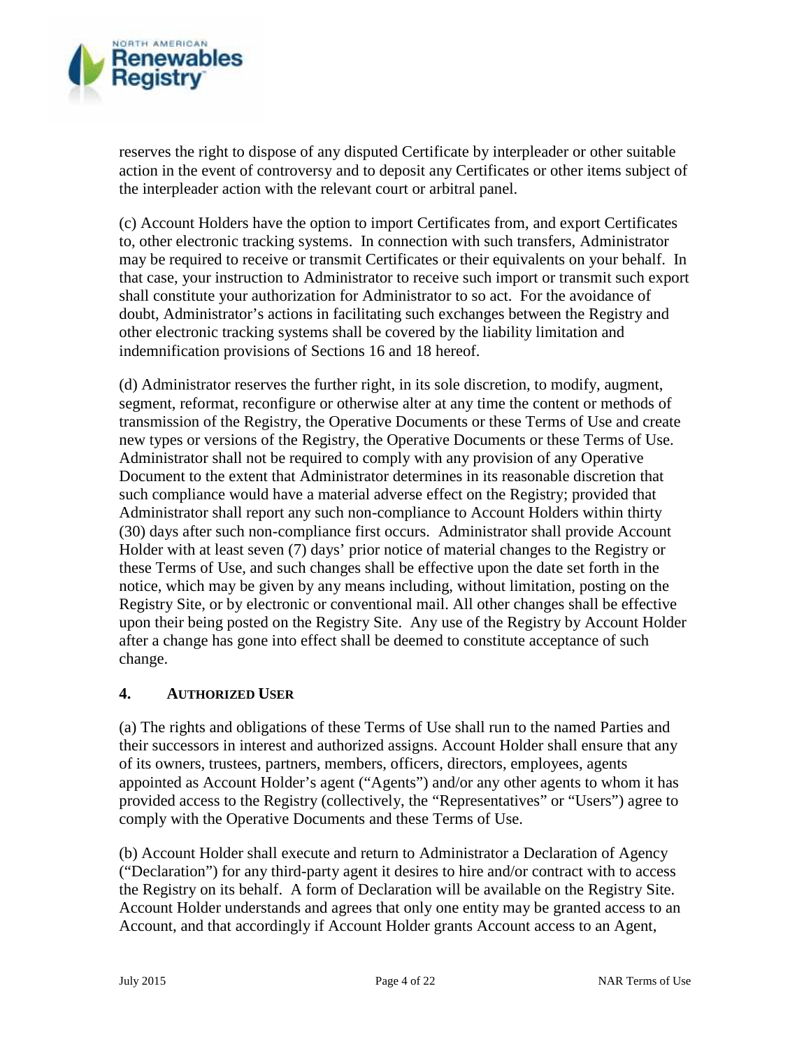reserves the right to dispose of any disputed Certificate by interpleader or other suitable action in the event of controversy and to deposit any Certificates or other items subject of the interpleader action with the relevant court or arbitral panel.

(c) Account Holders have the option to import Certificates from, and export Certificates to, other electronic tracking systems. In connection with such transfers, Administrator may be required to receive or transmit Certificates or their equivalents on your behalf. In that case, your instruction to Administrator to receive such import or transmit such export shall constitute your authorization for Administrator to so act. For the avoidance of doubt, Administrator's actions in facilitating such exchanges between the Registry and other electronic tracking systems shall be covered by the liability limitation and indemnification provisions of Sections 16 and 18 hereof.

(d) Administrator reserves the further right, in its sole discretion, to modify, augment, segment, reformat, reconfigure or otherwise alter at any time the content or methods of transmission of the Registry, the Operative Documents or these Terms of Use and create new types or versions of the Registry, the Operative Documents or these Terms of Use. Administrator shall not be required to comply with any provision of any Operative Document to the extent that Administrator determines in its reasonable discretion that such compliance would have a material adverse effect on the Registry; provided that Administrator shall report any such non-compliance to Account Holders within thirty (30) days after such non-compliance first occurs. Administrator shall provide Account Holder with at least seven (7) days' prior notice of material changes to the Registry or these Terms of Use, and such changes shall be effective upon the date set forth in the notice, which may be given by any means including, without limitation, posting on the Registry Site, or by electronic or conventional mail. All other changes shall be effective upon their being posted on the Registry Site. Any use of the Registry by Account Holder after a change has gone into effect shall be deemed to constitute acceptance of such change.

## 4. AUTHORIZED USER

(a) The rights and obligations of these Terms of Use shall run to the named Parties and their successors in interest and authorized assigns. Account Holder shall ensure that any of its owners, trustees, partners, members, officers, directors, employees, agents appointed as Account Holder's agent ("Agents") and/or any other agents to whom it has provided access to the Registry (collectively, the "Representatives" or "Users") agree to comply with the Operative Documents and these Terms of Use.

(b) Account Holder shall execute and return to Administrator a Declaration of Agency ("Declaration") for any third-party agent it desires to hire and/or contract with to access the Registry on its behalf. A form of Declaration will be available on the Registry Site. Account Holder understands and agrees that only one entity may be granted access to an Account, and that accordingly if Account Holder grants Account access to an Agent,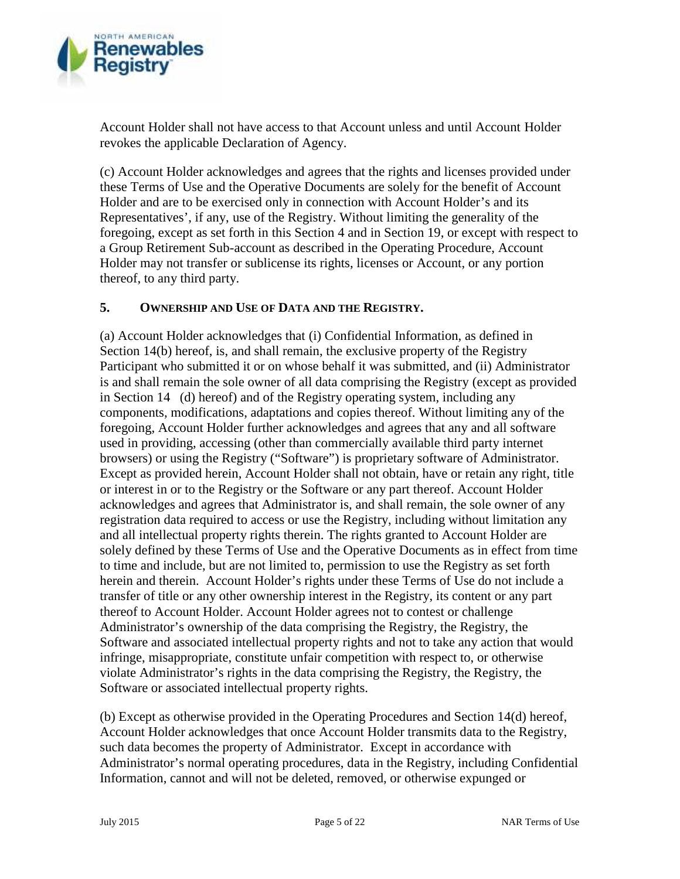Account Holder shall not have access to that Account unless and until Account Holder revokes the applicable Declaration of Agency.

(c) Account Holder acknowledges and agrees that the rights and licenses provided under these Terms of Use and the Operative Documents are solely for the benefit of Account Holder and are to be exercised only in connection with Account Holder's and its Representatives', if any, use of the Registry. Without limiting the generality of the foregoing, except as set forth in this Section 4 and in Section 19, or except with respect to a Group Retirement Sub-account as described in the Operating Procedure, Account Holder may not transfer or sublicense its rights, licenses or Account, or any portion thereof, to any third party.

## 5. OWNERSHIP AND USE OF DATA AND THE REGISTRY.

(a) Account Holder acknowledges that (i) Confidential Information, as defined in Section 14(b) hereof, is, and shall remain, the exclusive property of the Registry Participant who submitted it or on whose behalf it was submitted, and (ii) Administrator is and shall remain the sole owner of all data comprising the Registry (except as provided in Section 14 (d) hereof) and of the Registry operating system, including any components, modifications, adaptations and copies thereof. Without limiting any of the foregoing, Account Holder further acknowledges and agrees that any and all software used in providing, accessing (other than commercially available third party internet browsers) or using the Registry ("Software") is proprietary software of Administrator. Except as provided herein, Account Holder shall not obtain, have or retain any right, title or interest in or to the Registry or the Software or any part thereof. Account Holder acknowledges and agrees that Administrator is, and shall remain, the sole owner of any registration data required to access or use the Registry, including without limitation any and all intellectual property rights therein. The rights granted to Account Holder are solely defined by these Terms of Use and the Operative Documents as in effect from time to time and include, but are not limited to, permission to use the Registry as set forth herein and therein. Account Holder's rights under these Terms of Use do not include a transfer of title or any other ownership interest in the Registry, its content or any part thereof to Account Holder. Account Holder agrees not to contest or challenge Administrator's ownership of the data comprising the Registry, the Registry, the Software and associated intellectual property rights and not to take any action that would infringe, misappropriate, constitute unfair competition with respect to, or otherwise violate Administrator's rights in the data comprising the Registry, the Registry, the Software or associated intellectual property rights.

(b) Except as otherwise provided in the Operating Procedures and Section 14(d) hereof, Account Holder acknowledges that once Account Holder transmits data to the Registry, such data becomes the property of Administrator. Except in accordance with Administrator's normal operating procedures, data in the Registry, including Confidential Information, cannot and will not be deleted, removed, or otherwise expunged or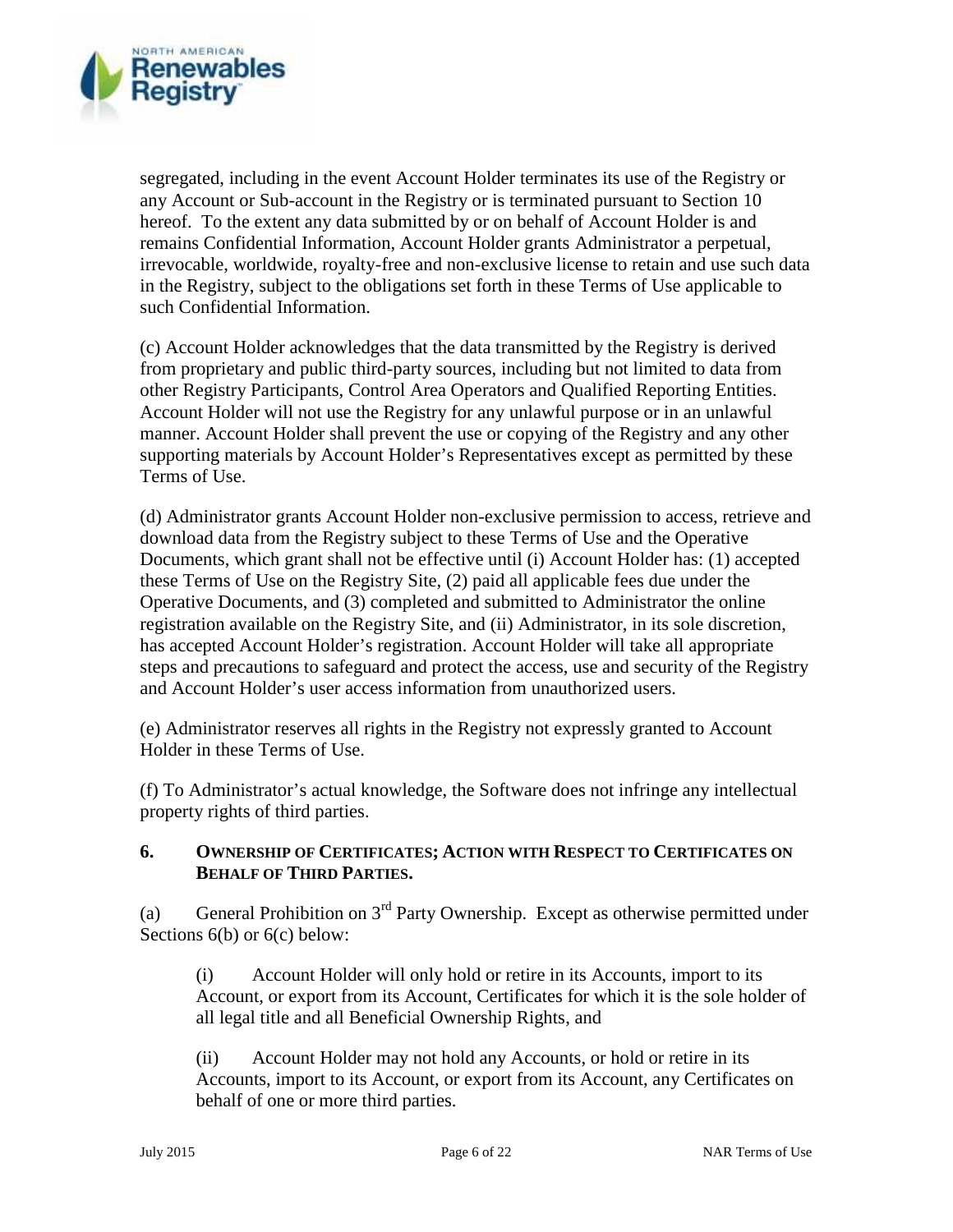segregated, including in the event Account Holder terminates its use of the Registry or any Account or Sub-account in the Registry or is terminated pursuant to Section 10 hereof. To the extent any data submitted by or on behalf of Account Holder is and remains Confidential Information, Account Holder grants Administrator a perpetual, irrevocable, worldwide, royalty-free and non-exclusive license to retain and use such data in the Registry, subject to the obligations set forth in these Terms of Use applicable to such Confidential Information.

(c) Account Holder acknowledges that the data transmitted by the Registry is derived from proprietary and public third-party sources, including but not limited to data from other Registry Participants, Control Area Operators and Qualified Reporting Entities. Account Holder will not use the Registry for any unlawful purpose or in an unlawful manner. Account Holder shall prevent the use or copying of the Registry and any other supporting materials by Account Holder's Representatives except as permitted by these Terms of Use.

(d) Administrator grants Account Holder non-exclusive permission to access, retrieve and download data from the Registry subject to these Terms of Use and the Operative Documents, which grant shall not be effective until (i) Account Holder has: (1) accepted these Terms of Use on the Registry Site, (2) paid all applicable fees due under the Operative Documents, and (3) completed and submitted to Administrator the online registration available on the Registry Site, and (ii) Administrator, in its sole discretion, has accepted Account Holder's registration. Account Holder will take all appropriate steps and precautions to safeguard and protect the access, use and security of the Registry and Account Holder's user access information from unauthorized users.

(e) Administrator reserves all rights in the Registry not expressly granted to Account Holder in these Terms of Use.

(f) To Administrator's actual knowledge, the Software does not infringe any intellectual property rights of third parties.

## 6. OWNERSHIP OF CERTIFICATES; ACTION WITH RESPECT TO CERTIFICATES ON BEHALF OF THIRD PARTIES.

(a) General Prohibition on 3rd Party Ownership. Except as otherwise permitted under Sections 6(b) or 6(c) below:

(i) Account Holder will only hold or retire in its Accounts, import to its Account, or export from its Account, Certificates for which it is the sole holder of all legal title and all Beneficial Ownership Rights, and

(ii) Account Holder may not hold any Accounts, or hold or retire in its Accounts, import to its Account, or export from its Account, any Certificates on behalf of one or more third parties.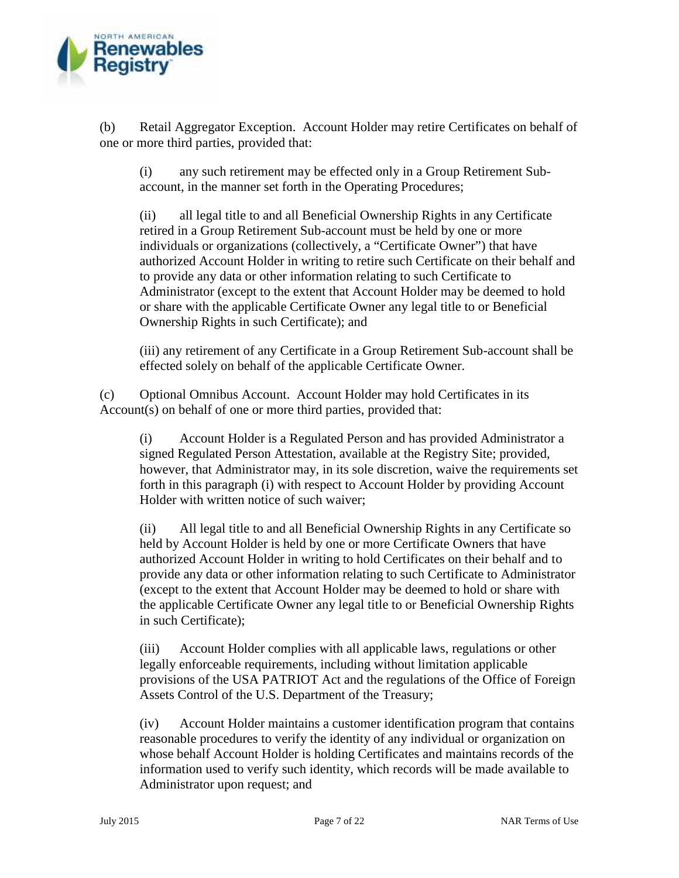(b) Retail Aggregator Exception. Account Holder may retire Certificates on behalf of one or more third parties, provided that:

> (i) any such retirement may be effected only in a Group Retirement Sub-account, in the manner set forth in the Operating Procedures;
>
> (ii) all legal title to and all Beneficial Ownership Rights in any Certificate retired in a Group Retirement Sub-account must be held by one or more individuals or organizations (collectively, a "Certificate Owner") that have authorized Account Holder in writing to retire such Certificate on their behalf and to provide any data or other information relating to such Certificate to Administrator (except to the extent that Account Holder may be deemed to hold or share with the applicable Certificate Owner any legal title to or Beneficial Ownership Rights in such Certificate); and
>
> (iii) any retirement of any Certificate in a Group Retirement Sub-account shall be effected solely on behalf of the applicable Certificate Owner.

(c) Optional Omnibus Account. Account Holder may hold Certificates in its Account(s) on behalf of one or more third parties, provided that:

> (i) Account Holder is a Regulated Person and has provided Administrator a signed Regulated Person Attestation, available at the Registry Site; provided, however, that Administrator may, in its sole discretion, waive the requirements set forth in this paragraph (i) with respect to Account Holder by providing Account Holder with written notice of such waiver;
>
> (ii) All legal title to and all Beneficial Ownership Rights in any Certificate so held by Account Holder is held by one or more Certificate Owners that have authorized Account Holder in writing to hold Certificates on their behalf and to provide any data or other information relating to such Certificate to Administrator (except to the extent that Account Holder may be deemed to hold or share with the applicable Certificate Owner any legal title to or Beneficial Ownership Rights in such Certificate);
>
> (iii) Account Holder complies with all applicable laws, regulations or other legally enforceable requirements, including without limitation applicable provisions of the USA PATRIOT Act and the regulations of the Office of Foreign Assets Control of the U.S. Department of the Treasury;
>
> (iv) Account Holder maintains a customer identification program that contains reasonable procedures to verify the identity of any individual or organization on whose behalf Account Holder is holding Certificates and maintains records of the information used to verify such identity, which records will be made available to Administrator upon request; and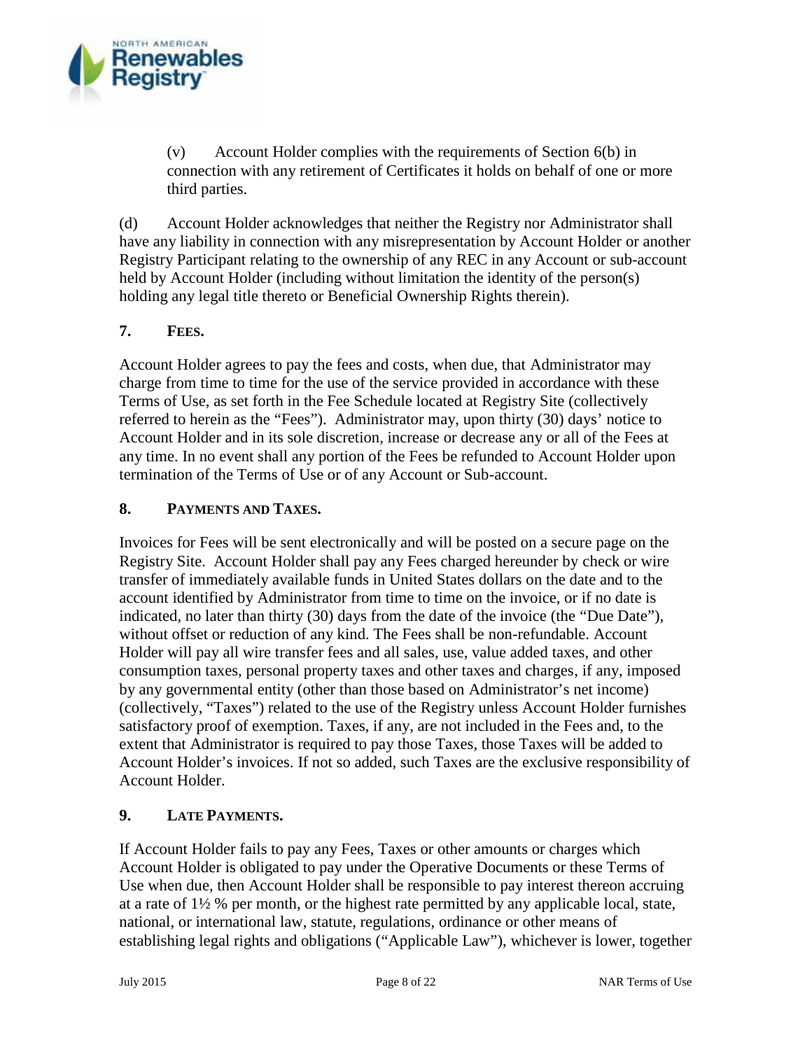(v) Account Holder complies with the requirements of Section 6(b) in connection with any retirement of Certificates it holds on behalf of one or more third parties.

(d) Account Holder acknowledges that neither the Registry nor Administrator shall have any liability in connection with any misrepresentation by Account Holder or another Registry Participant relating to the ownership of any REC in any Account or sub-account held by Account Holder (including without limitation the identity of the person(s) holding any legal title thereto or Beneficial Ownership Rights therein).

## 7. FEES.

Account Holder agrees to pay the fees and costs, when due, that Administrator may charge from time to time for the use of the service provided in accordance with these Terms of Use, as set forth in the Fee Schedule located at Registry Site (collectively referred to herein as the "Fees"). Administrator may, upon thirty (30) days' notice to Account Holder and in its sole discretion, increase or decrease any or all of the Fees at any time. In no event shall any portion of the Fees be refunded to Account Holder upon termination of the Terms of Use or of any Account or Sub-account.

## 8. PAYMENTS AND TAXES.

Invoices for Fees will be sent electronically and will be posted on a secure page on the Registry Site. Account Holder shall pay any Fees charged hereunder by check or wire transfer of immediately available funds in United States dollars on the date and to the account identified by Administrator from time to time on the invoice, or if no date is indicated, no later than thirty (30) days from the date of the invoice (the "Due Date"), without offset or reduction of any kind. The Fees shall be non-refundable. Account Holder will pay all wire transfer fees and all sales, use, value added taxes, and other consumption taxes, personal property taxes and other taxes and charges, if any, imposed by any governmental entity (other than those based on Administrator's net income) (collectively, "Taxes") related to the use of the Registry unless Account Holder furnishes satisfactory proof of exemption. Taxes, if any, are not included in the Fees and, to the extent that Administrator is required to pay those Taxes, those Taxes will be added to Account Holder's invoices. If not so added, such Taxes are the exclusive responsibility of Account Holder.

## 9. LATE PAYMENTS.

If Account Holder fails to pay any Fees, Taxes or other amounts or charges which Account Holder is obligated to pay under the Operative Documents or these Terms of Use when due, then Account Holder shall be responsible to pay interest thereon accruing at a rate of 1½ % per month, or the highest rate permitted by any applicable local, state, national, or international law, statute, regulations, ordinance or other means of establishing legal rights and obligations ("Applicable Law"), whichever is lower, together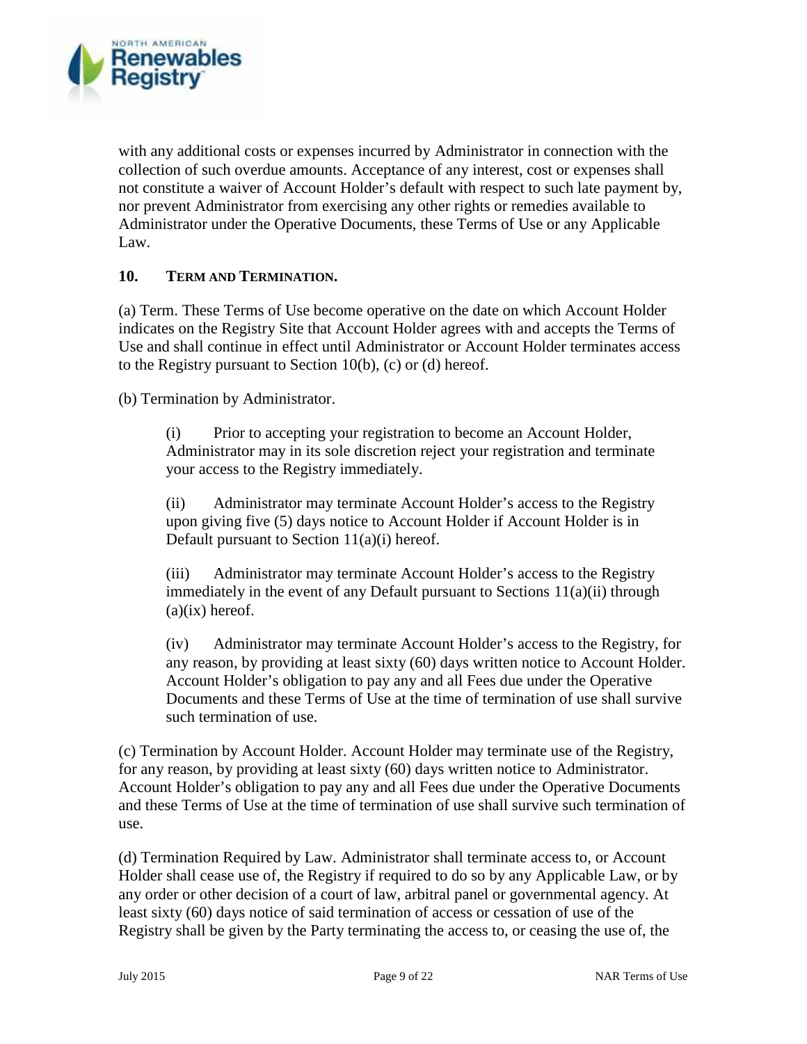with any additional costs or expenses incurred by Administrator in connection with the collection of such overdue amounts. Acceptance of any interest, cost or expenses shall not constitute a waiver of Account Holder's default with respect to such late payment by, nor prevent Administrator from exercising any other rights or remedies available to Administrator under the Operative Documents, these Terms of Use or any Applicable Law.

## 10. TERM AND TERMINATION.

(a) Term. These Terms of Use become operative on the date on which Account Holder indicates on the Registry Site that Account Holder agrees with and accepts the Terms of Use and shall continue in effect until Administrator or Account Holder terminates access to the Registry pursuant to Section 10(b), (c) or (d) hereof.

(b) Termination by Administrator.

> (i) Prior to accepting your registration to become an Account Holder, Administrator may in its sole discretion reject your registration and terminate your access to the Registry immediately.
>
> (ii) Administrator may terminate Account Holder's access to the Registry upon giving five (5) days notice to Account Holder if Account Holder is in Default pursuant to Section 11(a)(i) hereof.
>
> (iii) Administrator may terminate Account Holder's access to the Registry immediately in the event of any Default pursuant to Sections 11(a)(ii) through (a)(ix) hereof.
>
> (iv) Administrator may terminate Account Holder's access to the Registry, for any reason, by providing at least sixty (60) days written notice to Account Holder. Account Holder's obligation to pay any and all Fees due under the Operative Documents and these Terms of Use at the time of termination of use shall survive such termination of use.

(c) Termination by Account Holder. Account Holder may terminate use of the Registry, for any reason, by providing at least sixty (60) days written notice to Administrator. Account Holder's obligation to pay any and all Fees due under the Operative Documents and these Terms of Use at the time of termination of use shall survive such termination of use.

(d) Termination Required by Law. Administrator shall terminate access to, or Account Holder shall cease use of, the Registry if required to do so by any Applicable Law, or by any order or other decision of a court of law, arbitral panel or governmental agency. At least sixty (60) days notice of said termination of access or cessation of use of the Registry shall be given by the Party terminating the access to, or ceasing the use of, the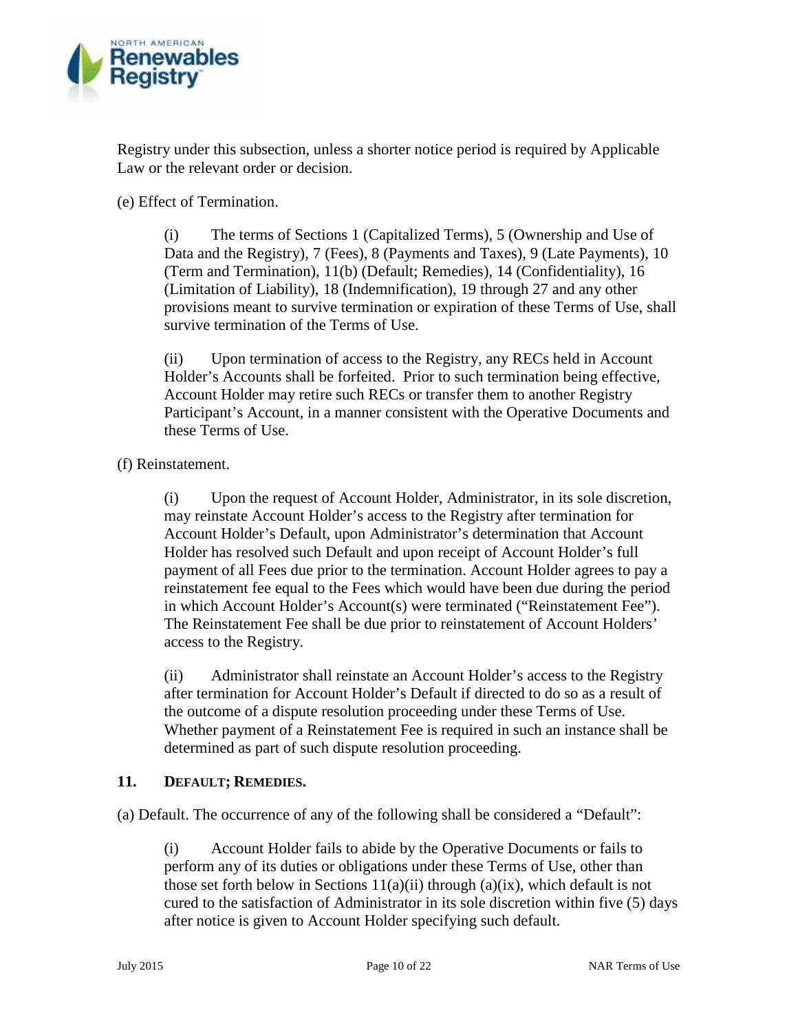Registry under this subsection, unless a shorter notice period is required by Applicable Law or the relevant order or decision.

(e) Effect of Termination.

> (i) The terms of Sections 1 (Capitalized Terms), 5 (Ownership and Use of Data and the Registry), 7 (Fees), 8 (Payments and Taxes), 9 (Late Payments), 10 (Term and Termination), 11(b) (Default; Remedies), 14 (Confidentiality), 16 (Limitation of Liability), 18 (Indemnification), 19 through 27 and any other provisions meant to survive termination or expiration of these Terms of Use, shall survive termination of the Terms of Use.
>
> (ii) Upon termination of access to the Registry, any RECs held in Account Holder's Accounts shall be forfeited. Prior to such termination being effective, Account Holder may retire such RECs or transfer them to another Registry Participant's Account, in a manner consistent with the Operative Documents and these Terms of Use.

(f) Reinstatement.

> (i) Upon the request of Account Holder, Administrator, in its sole discretion, may reinstate Account Holder's access to the Registry after termination for Account Holder's Default, upon Administrator's determination that Account Holder has resolved such Default and upon receipt of Account Holder's full payment of all Fees due prior to the termination. Account Holder agrees to pay a reinstatement fee equal to the Fees which would have been due during the period in which Account Holder's Account(s) were terminated ("Reinstatement Fee"). The Reinstatement Fee shall be due prior to reinstatement of Account Holders' access to the Registry.
>
> (ii) Administrator shall reinstate an Account Holder's access to the Registry after termination for Account Holder's Default if directed to do so as a result of the outcome of a dispute resolution proceeding under these Terms of Use. Whether payment of a Reinstatement Fee is required in such an instance shall be determined as part of such dispute resolution proceeding.

## 11. DEFAULT; REMEDIES.

(a) Default. The occurrence of any of the following shall be considered a "Default":

> (i) Account Holder fails to abide by the Operative Documents or fails to perform any of its duties or obligations under these Terms of Use, other than those set forth below in Sections 11(a)(ii) through (a)(ix), which default is not cured to the satisfaction of Administrator in its sole discretion within five (5) days after notice is given to Account Holder specifying such default.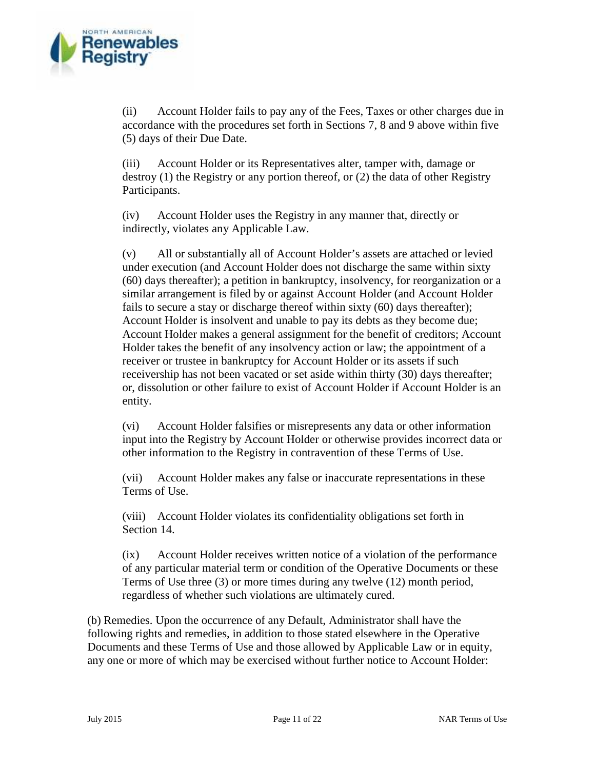(ii) Account Holder fails to pay any of the Fees, Taxes or other charges due in accordance with the procedures set forth in Sections 7, 8 and 9 above within five (5) days of their Due Date.

(iii) Account Holder or its Representatives alter, tamper with, damage or destroy (1) the Registry or any portion thereof, or (2) the data of other Registry Participants.

(iv) Account Holder uses the Registry in any manner that, directly or indirectly, violates any Applicable Law.

(v) All or substantially all of Account Holder's assets are attached or levied under execution (and Account Holder does not discharge the same within sixty (60) days thereafter); a petition in bankruptcy, insolvency, for reorganization or a similar arrangement is filed by or against Account Holder (and Account Holder fails to secure a stay or discharge thereof within sixty (60) days thereafter); Account Holder is insolvent and unable to pay its debts as they become due; Account Holder makes a general assignment for the benefit of creditors; Account Holder takes the benefit of any insolvency action or law; the appointment of a receiver or trustee in bankruptcy for Account Holder or its assets if such receivership has not been vacated or set aside within thirty (30) days thereafter; or, dissolution or other failure to exist of Account Holder if Account Holder is an entity.

(vi) Account Holder falsifies or misrepresents any data or other information input into the Registry by Account Holder or otherwise provides incorrect data or other information to the Registry in contravention of these Terms of Use.

(vii) Account Holder makes any false or inaccurate representations in these Terms of Use.

(viii) Account Holder violates its confidentiality obligations set forth in Section 14.

(ix) Account Holder receives written notice of a violation of the performance of any particular material term or condition of the Operative Documents or these Terms of Use three (3) or more times during any twelve (12) month period, regardless of whether such violations are ultimately cured.

(b) Remedies. Upon the occurrence of any Default, Administrator shall have the following rights and remedies, in addition to those stated elsewhere in the Operative Documents and these Terms of Use and those allowed by Applicable Law or in equity, any one or more of which may be exercised without further notice to Account Holder: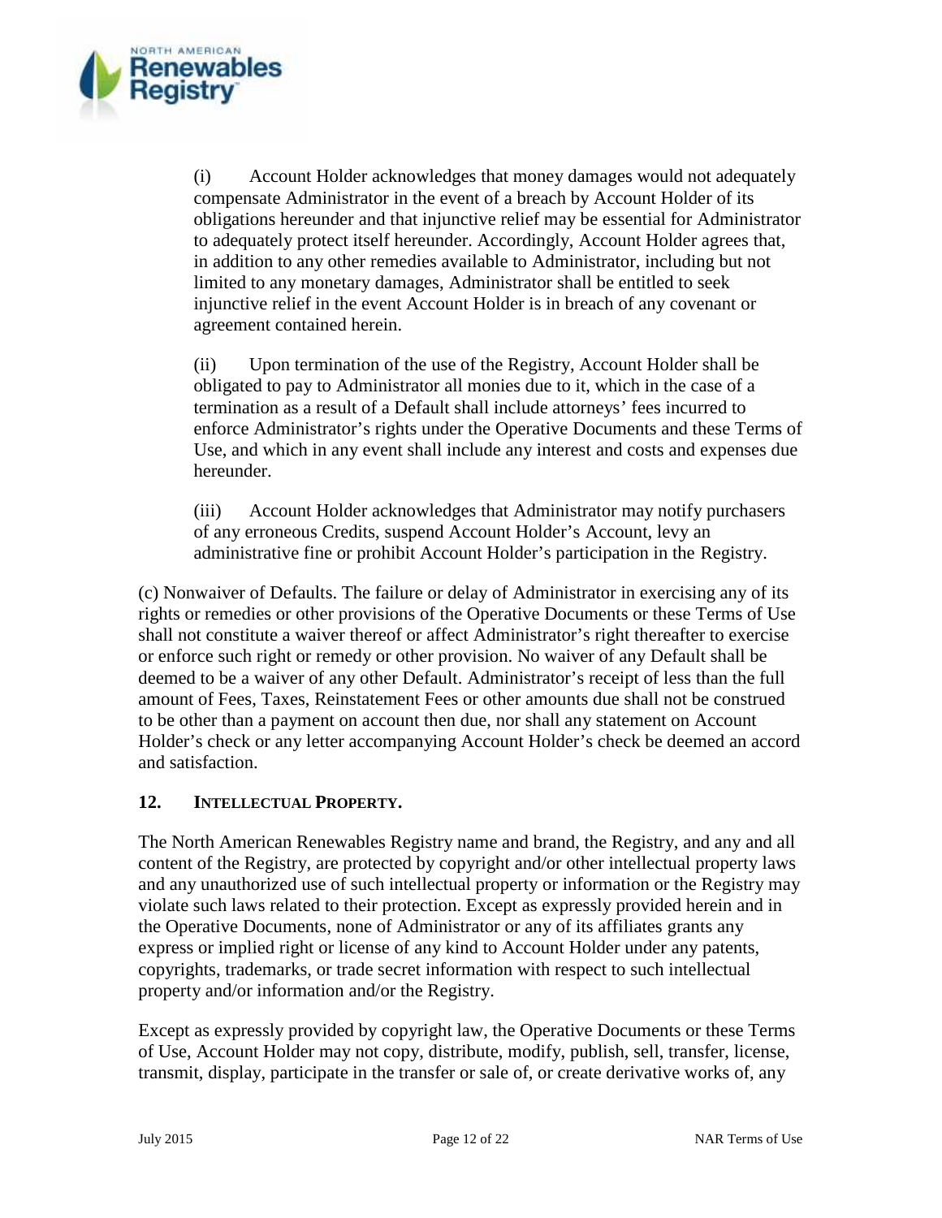(i) Account Holder acknowledges that money damages would not adequately compensate Administrator in the event of a breach by Account Holder of its obligations hereunder and that injunctive relief may be essential for Administrator to adequately protect itself hereunder. Accordingly, Account Holder agrees that, in addition to any other remedies available to Administrator, including but not limited to any monetary damages, Administrator shall be entitled to seek injunctive relief in the event Account Holder is in breach of any covenant or agreement contained herein.

(ii) Upon termination of the use of the Registry, Account Holder shall be obligated to pay to Administrator all monies due to it, which in the case of a termination as a result of a Default shall include attorneys' fees incurred to enforce Administrator's rights under the Operative Documents and these Terms of Use, and which in any event shall include any interest and costs and expenses due hereunder.

(iii) Account Holder acknowledges that Administrator may notify purchasers of any erroneous Credits, suspend Account Holder's Account, levy an administrative fine or prohibit Account Holder's participation in the Registry.

(c) Nonwaiver of Defaults. The failure or delay of Administrator in exercising any of its rights or remedies or other provisions of the Operative Documents or these Terms of Use shall not constitute a waiver thereof or affect Administrator's right thereafter to exercise or enforce such right or remedy or other provision. No waiver of any Default shall be deemed to be a waiver of any other Default. Administrator's receipt of less than the full amount of Fees, Taxes, Reinstatement Fees or other amounts due shall not be construed to be other than a payment on account then due, nor shall any statement on Account Holder's check or any letter accompanying Account Holder's check be deemed an accord and satisfaction.

## 12. INTELLECTUAL PROPERTY.

The North American Renewables Registry name and brand, the Registry, and any and all content of the Registry, are protected by copyright and/or other intellectual property laws and any unauthorized use of such intellectual property or information or the Registry may violate such laws related to their protection. Except as expressly provided herein and in the Operative Documents, none of Administrator or any of its affiliates grants any express or implied right or license of any kind to Account Holder under any patents, copyrights, trademarks, or trade secret information with respect to such intellectual property and/or information and/or the Registry.

Except as expressly provided by copyright law, the Operative Documents or these Terms of Use, Account Holder may not copy, distribute, modify, publish, sell, transfer, license, transmit, display, participate in the transfer or sale of, or create derivative works of, any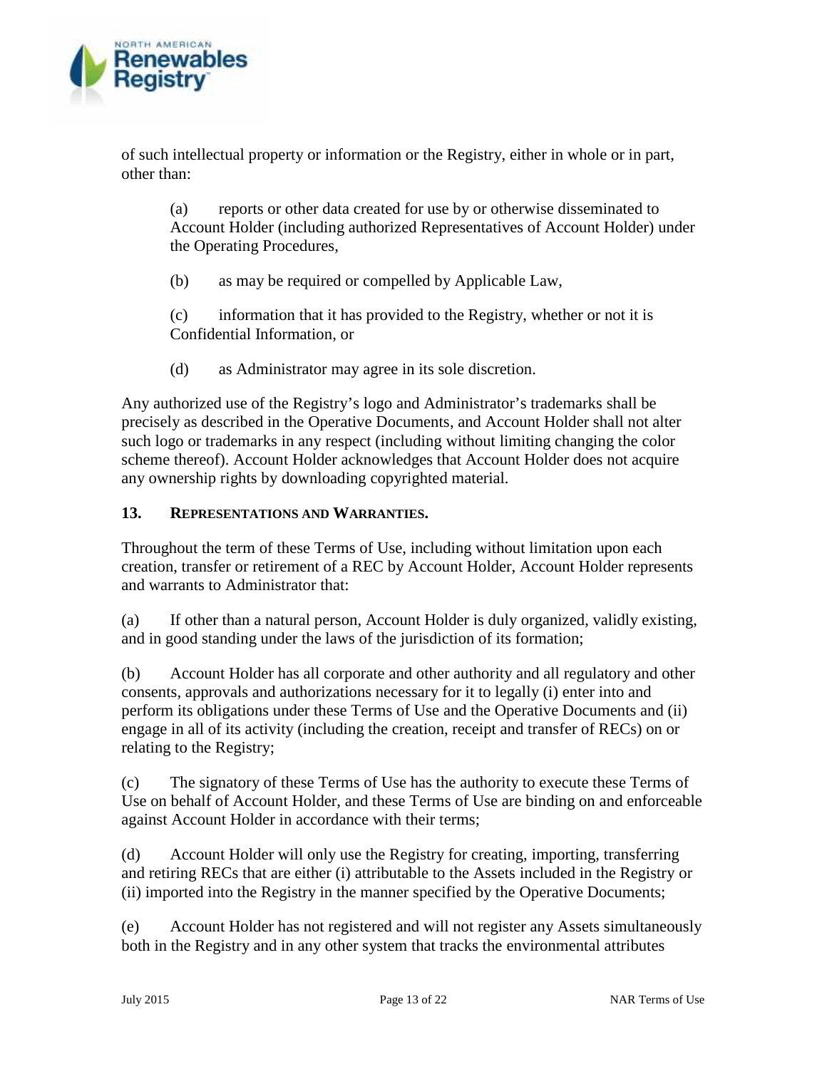of such intellectual property or information or the Registry, either in whole or in part, other than:

> (a) reports or other data created for use by or otherwise disseminated to Account Holder (including authorized Representatives of Account Holder) under the Operating Procedures,
>
> (b) as may be required or compelled by Applicable Law,
>
> (c) information that it has provided to the Registry, whether or not it is Confidential Information, or
>
> (d) as Administrator may agree in its sole discretion.

Any authorized use of the Registry's logo and Administrator's trademarks shall be precisely as described in the Operative Documents, and Account Holder shall not alter such logo or trademarks in any respect (including without limiting changing the color scheme thereof). Account Holder acknowledges that Account Holder does not acquire any ownership rights by downloading copyrighted material.

## 13. Representations and Warranties.

Throughout the term of these Terms of Use, including without limitation upon each creation, transfer or retirement of a REC by Account Holder, Account Holder represents and warrants to Administrator that:

(a) If other than a natural person, Account Holder is duly organized, validly existing, and in good standing under the laws of the jurisdiction of its formation;

(b) Account Holder has all corporate and other authority and all regulatory and other consents, approvals and authorizations necessary for it to legally (i) enter into and perform its obligations under these Terms of Use and the Operative Documents and (ii) engage in all of its activity (including the creation, receipt and transfer of RECs) on or relating to the Registry;

(c) The signatory of these Terms of Use has the authority to execute these Terms of Use on behalf of Account Holder, and these Terms of Use are binding on and enforceable against Account Holder in accordance with their terms;

(d) Account Holder will only use the Registry for creating, importing, transferring and retiring RECs that are either (i) attributable to the Assets included in the Registry or (ii) imported into the Registry in the manner specified by the Operative Documents;

(e) Account Holder has not registered and will not register any Assets simultaneously both in the Registry and in any other system that tracks the environmental attributes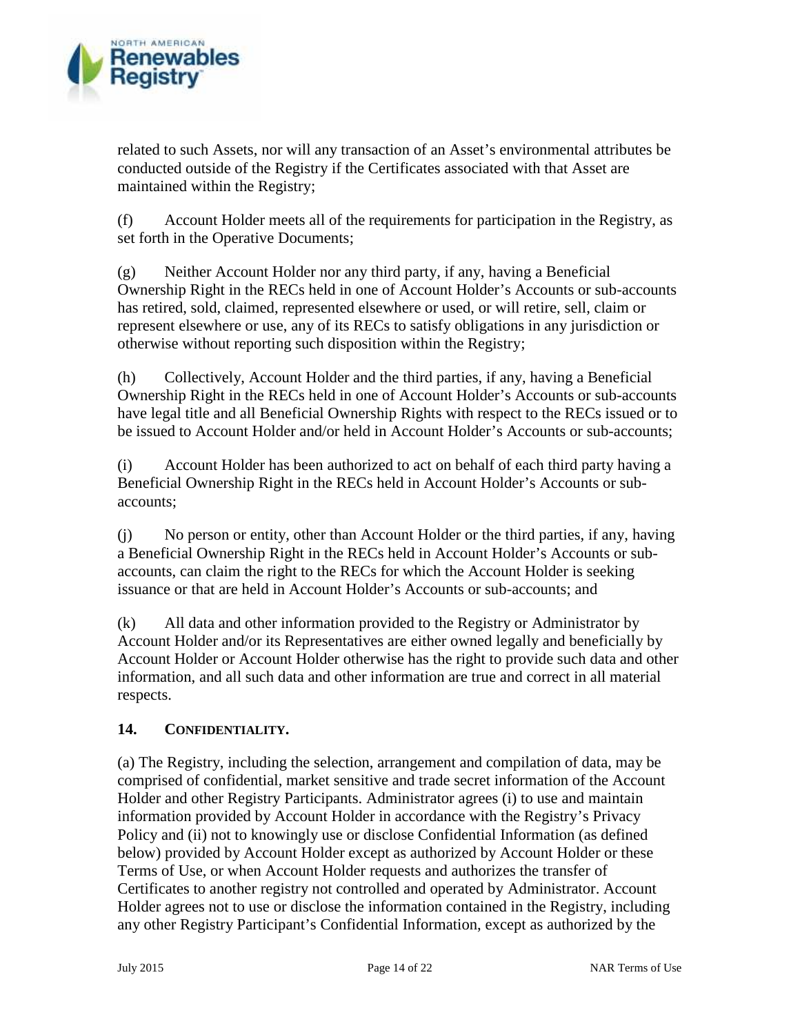related to such Assets, nor will any transaction of an Asset's environmental attributes be conducted outside of the Registry if the Certificates associated with that Asset are maintained within the Registry;

(f) Account Holder meets all of the requirements for participation in the Registry, as set forth in the Operative Documents;

(g) Neither Account Holder nor any third party, if any, having a Beneficial Ownership Right in the RECs held in one of Account Holder's Accounts or sub-accounts has retired, sold, claimed, represented elsewhere or used, or will retire, sell, claim or represent elsewhere or use, any of its RECs to satisfy obligations in any jurisdiction or otherwise without reporting such disposition within the Registry;

(h) Collectively, Account Holder and the third parties, if any, having a Beneficial Ownership Right in the RECs held in one of Account Holder's Accounts or sub-accounts have legal title and all Beneficial Ownership Rights with respect to the RECs issued or to be issued to Account Holder and/or held in Account Holder's Accounts or sub-accounts;

(i) Account Holder has been authorized to act on behalf of each third party having a Beneficial Ownership Right in the RECs held in Account Holder's Accounts or sub-accounts;

(j) No person or entity, other than Account Holder or the third parties, if any, having a Beneficial Ownership Right in the RECs held in Account Holder's Accounts or sub-accounts, can claim the right to the RECs for which the Account Holder is seeking issuance or that are held in Account Holder's Accounts or sub-accounts; and

(k) All data and other information provided to the Registry or Administrator by Account Holder and/or its Representatives are either owned legally and beneficially by Account Holder or Account Holder otherwise has the right to provide such data and other information, and all such data and other information are true and correct in all material respects.

## 14. CONFIDENTIALITY.

(a) The Registry, including the selection, arrangement and compilation of data, may be comprised of confidential, market sensitive and trade secret information of the Account Holder and other Registry Participants. Administrator agrees (i) to use and maintain information provided by Account Holder in accordance with the Registry's Privacy Policy and (ii) not to knowingly use or disclose Confidential Information (as defined below) provided by Account Holder except as authorized by Account Holder or these Terms of Use, or when Account Holder requests and authorizes the transfer of Certificates to another registry not controlled and operated by Administrator. Account Holder agrees not to use or disclose the information contained in the Registry, including any other Registry Participant's Confidential Information, except as authorized by the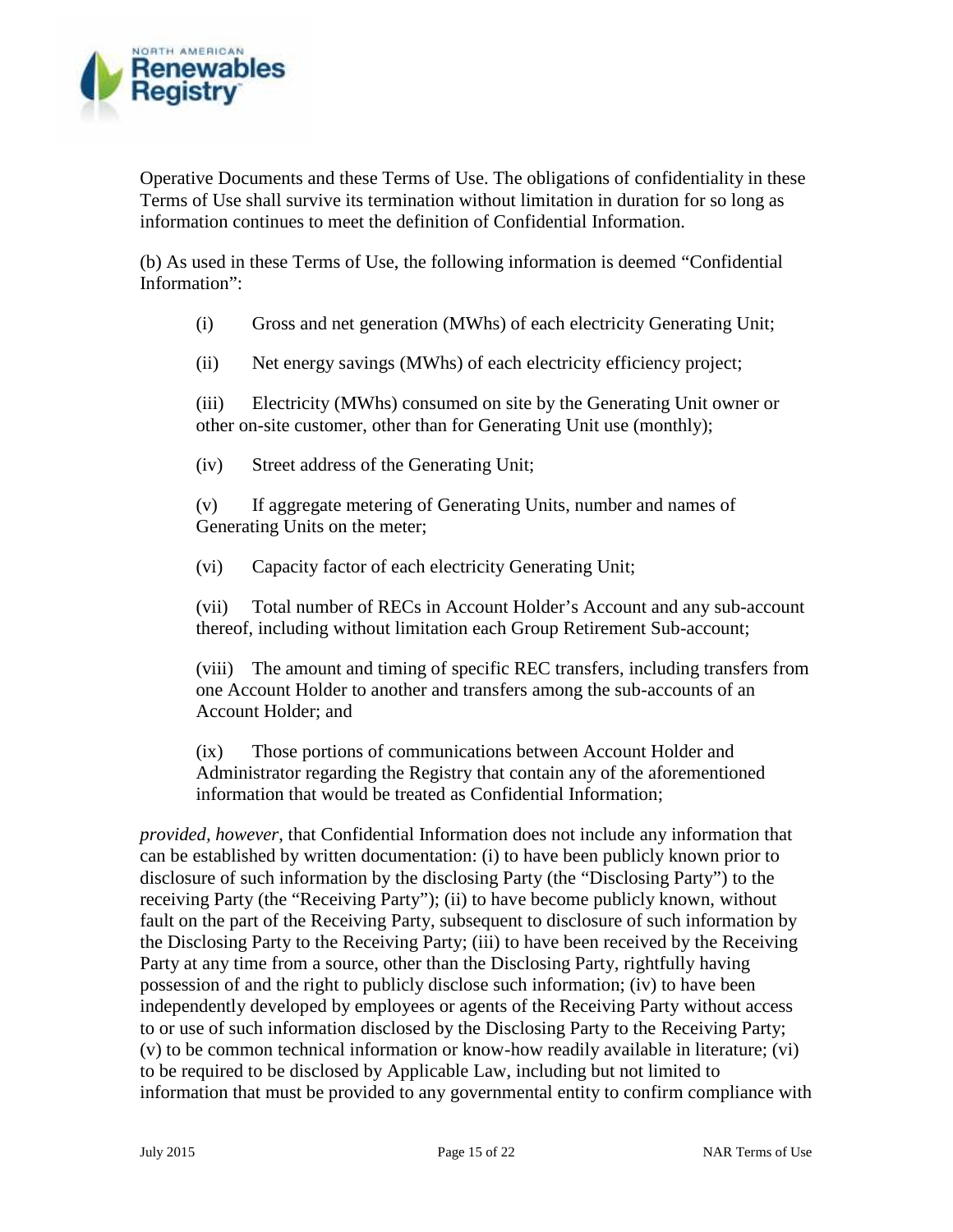Operative Documents and these Terms of Use. The obligations of confidentiality in these Terms of Use shall survive its termination without limitation in duration for so long as information continues to meet the definition of Confidential Information.

(b) As used in these Terms of Use, the following information is deemed "Confidential Information":

(i) Gross and net generation (MWhs) of each electricity Generating Unit;

(ii) Net energy savings (MWhs) of each electricity efficiency project;

(iii) Electricity (MWhs) consumed on site by the Generating Unit owner or other on-site customer, other than for Generating Unit use (monthly);

(iv) Street address of the Generating Unit;

(v) If aggregate metering of Generating Units, number and names of Generating Units on the meter;

(vi) Capacity factor of each electricity Generating Unit;

(vii) Total number of RECs in Account Holder's Account and any sub-account thereof, including without limitation each Group Retirement Sub-account;

(viii) The amount and timing of specific REC transfers, including transfers from one Account Holder to another and transfers among the sub-accounts of an Account Holder; and

(ix) Those portions of communications between Account Holder and Administrator regarding the Registry that contain any of the aforementioned information that would be treated as Confidential Information;

*provided, however*, that Confidential Information does not include any information that can be established by written documentation: (i) to have been publicly known prior to disclosure of such information by the disclosing Party (the "Disclosing Party") to the receiving Party (the "Receiving Party"); (ii) to have become publicly known, without fault on the part of the Receiving Party, subsequent to disclosure of such information by the Disclosing Party to the Receiving Party; (iii) to have been received by the Receiving Party at any time from a source, other than the Disclosing Party, rightfully having possession of and the right to publicly disclose such information; (iv) to have been independently developed by employees or agents of the Receiving Party without access to or use of such information disclosed by the Disclosing Party to the Receiving Party; (v) to be common technical information or know-how readily available in literature; (vi) to be required to be disclosed by Applicable Law, including but not limited to information that must be provided to any governmental entity to confirm compliance with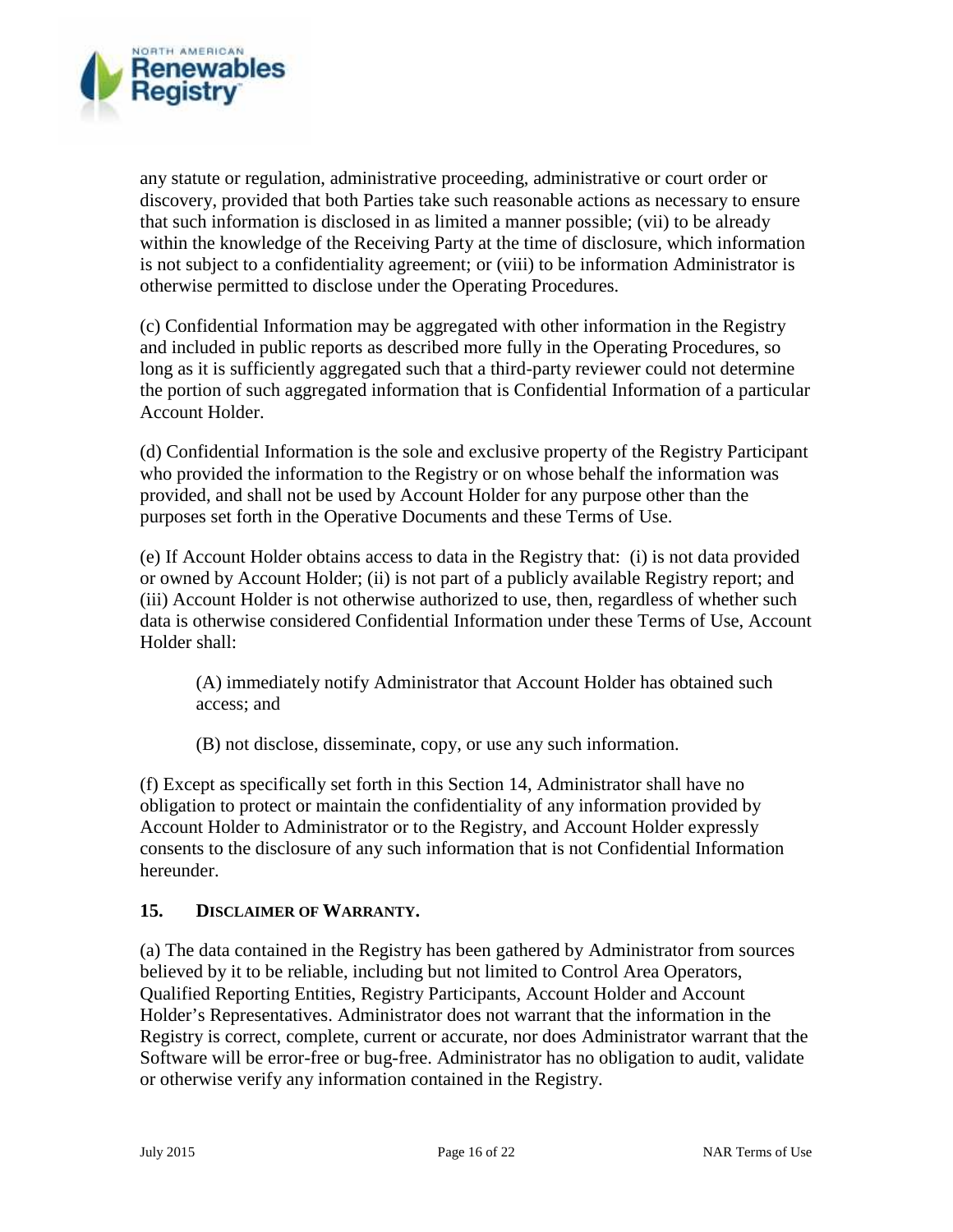any statute or regulation, administrative proceeding, administrative or court order or discovery, provided that both Parties take such reasonable actions as necessary to ensure that such information is disclosed in as limited a manner possible; (vii) to be already within the knowledge of the Receiving Party at the time of disclosure, which information is not subject to a confidentiality agreement; or (viii) to be information Administrator is otherwise permitted to disclose under the Operating Procedures.

(c) Confidential Information may be aggregated with other information in the Registry and included in public reports as described more fully in the Operating Procedures, so long as it is sufficiently aggregated such that a third-party reviewer could not determine the portion of such aggregated information that is Confidential Information of a particular Account Holder.

(d) Confidential Information is the sole and exclusive property of the Registry Participant who provided the information to the Registry or on whose behalf the information was provided, and shall not be used by Account Holder for any purpose other than the purposes set forth in the Operative Documents and these Terms of Use.

(e) If Account Holder obtains access to data in the Registry that: (i) is not data provided or owned by Account Holder; (ii) is not part of a publicly available Registry report; and (iii) Account Holder is not otherwise authorized to use, then, regardless of whether such data is otherwise considered Confidential Information under these Terms of Use, Account Holder shall:

> (A) immediately notify Administrator that Account Holder has obtained such access; and
>
> (B) not disclose, disseminate, copy, or use any such information.

(f) Except as specifically set forth in this Section 14, Administrator shall have no obligation to protect or maintain the confidentiality of any information provided by Account Holder to Administrator or to the Registry, and Account Holder expressly consents to the disclosure of any such information that is not Confidential Information hereunder.

## 15. DISCLAIMER OF WARRANTY.

(a) The data contained in the Registry has been gathered by Administrator from sources believed by it to be reliable, including but not limited to Control Area Operators, Qualified Reporting Entities, Registry Participants, Account Holder and Account Holder's Representatives. Administrator does not warrant that the information in the Registry is correct, complete, current or accurate, nor does Administrator warrant that the Software will be error-free or bug-free. Administrator has no obligation to audit, validate or otherwise verify any information contained in the Registry.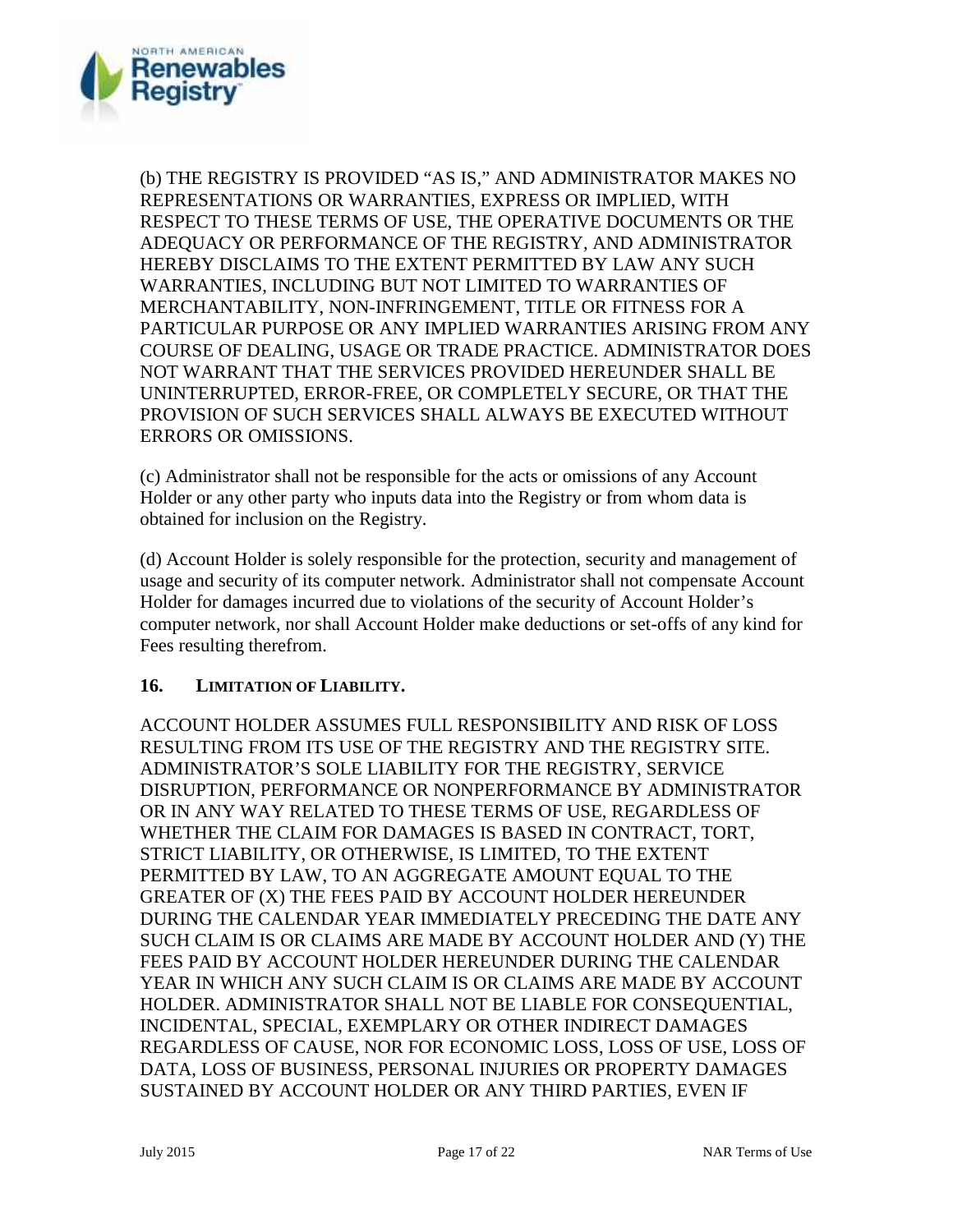(b) THE REGISTRY IS PROVIDED "AS IS," AND ADMINISTRATOR MAKES NO REPRESENTATIONS OR WARRANTIES, EXPRESS OR IMPLIED, WITH RESPECT TO THESE TERMS OF USE, THE OPERATIVE DOCUMENTS OR THE ADEQUACY OR PERFORMANCE OF THE REGISTRY, AND ADMINISTRATOR HEREBY DISCLAIMS TO THE EXTENT PERMITTED BY LAW ANY SUCH WARRANTIES, INCLUDING BUT NOT LIMITED TO WARRANTIES OF MERCHANTABILITY, NON-INFRINGEMENT, TITLE OR FITNESS FOR A PARTICULAR PURPOSE OR ANY IMPLIED WARRANTIES ARISING FROM ANY COURSE OF DEALING, USAGE OR TRADE PRACTICE. ADMINISTRATOR DOES NOT WARRANT THAT THE SERVICES PROVIDED HEREUNDER SHALL BE UNINTERRUPTED, ERROR-FREE, OR COMPLETELY SECURE, OR THAT THE PROVISION OF SUCH SERVICES SHALL ALWAYS BE EXECUTED WITHOUT ERRORS OR OMISSIONS.

(c) Administrator shall not be responsible for the acts or omissions of any Account Holder or any other party who inputs data into the Registry or from whom data is obtained for inclusion on the Registry.

(d) Account Holder is solely responsible for the protection, security and management of usage and security of its computer network. Administrator shall not compensate Account Holder for damages incurred due to violations of the security of Account Holder's computer network, nor shall Account Holder make deductions or set-offs of any kind for Fees resulting therefrom.

## 16. LIMITATION OF LIABILITY.

ACCOUNT HOLDER ASSUMES FULL RESPONSIBILITY AND RISK OF LOSS RESULTING FROM ITS USE OF THE REGISTRY AND THE REGISTRY SITE. ADMINISTRATOR'S SOLE LIABILITY FOR THE REGISTRY, SERVICE DISRUPTION, PERFORMANCE OR NONPERFORMANCE BY ADMINISTRATOR OR IN ANY WAY RELATED TO THESE TERMS OF USE, REGARDLESS OF WHETHER THE CLAIM FOR DAMAGES IS BASED IN CONTRACT, TORT, STRICT LIABILITY, OR OTHERWISE, IS LIMITED, TO THE EXTENT PERMITTED BY LAW, TO AN AGGREGATE AMOUNT EQUAL TO THE GREATER OF (X) THE FEES PAID BY ACCOUNT HOLDER HEREUNDER DURING THE CALENDAR YEAR IMMEDIATELY PRECEDING THE DATE ANY SUCH CLAIM IS OR CLAIMS ARE MADE BY ACCOUNT HOLDER AND (Y) THE FEES PAID BY ACCOUNT HOLDER HEREUNDER DURING THE CALENDAR YEAR IN WHICH ANY SUCH CLAIM IS OR CLAIMS ARE MADE BY ACCOUNT HOLDER. ADMINISTRATOR SHALL NOT BE LIABLE FOR CONSEQUENTIAL, INCIDENTAL, SPECIAL, EXEMPLARY OR OTHER INDIRECT DAMAGES REGARDLESS OF CAUSE, NOR FOR ECONOMIC LOSS, LOSS OF USE, LOSS OF DATA, LOSS OF BUSINESS, PERSONAL INJURIES OR PROPERTY DAMAGES SUSTAINED BY ACCOUNT HOLDER OR ANY THIRD PARTIES, EVEN IF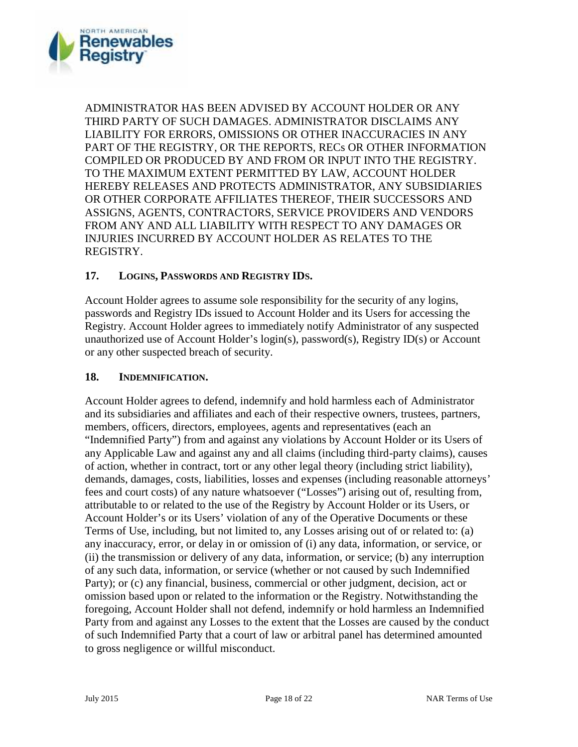ADMINISTRATOR HAS BEEN ADVISED BY ACCOUNT HOLDER OR ANY THIRD PARTY OF SUCH DAMAGES. ADMINISTRATOR DISCLAIMS ANY LIABILITY FOR ERRORS, OMISSIONS OR OTHER INACCURACIES IN ANY PART OF THE REGISTRY, OR THE REPORTS, RECs OR OTHER INFORMATION COMPILED OR PRODUCED BY AND FROM OR INPUT INTO THE REGISTRY. TO THE MAXIMUM EXTENT PERMITTED BY LAW, ACCOUNT HOLDER HEREBY RELEASES AND PROTECTS ADMINISTRATOR, ANY SUBSIDIARIES OR OTHER CORPORATE AFFILIATES THEREOF, THEIR SUCCESSORS AND ASSIGNS, AGENTS, CONTRACTORS, SERVICE PROVIDERS AND VENDORS FROM ANY AND ALL LIABILITY WITH RESPECT TO ANY DAMAGES OR INJURIES INCURRED BY ACCOUNT HOLDER AS RELATES TO THE REGISTRY.

### 17. Logins, Passwords and Registry IDs.

Account Holder agrees to assume sole responsibility for the security of any logins, passwords and Registry IDs issued to Account Holder and its Users for accessing the Registry. Account Holder agrees to immediately notify Administrator of any suspected unauthorized use of Account Holder's login(s), password(s), Registry ID(s) or Account or any other suspected breach of security.

### 18. Indemnification.

Account Holder agrees to defend, indemnify and hold harmless each of Administrator and its subsidiaries and affiliates and each of their respective owners, trustees, partners, members, officers, directors, employees, agents and representatives (each an "Indemnified Party") from and against any violations by Account Holder or its Users of any Applicable Law and against any and all claims (including third-party claims), causes of action, whether in contract, tort or any other legal theory (including strict liability), demands, damages, costs, liabilities, losses and expenses (including reasonable attorneys' fees and court costs) of any nature whatsoever ("Losses") arising out of, resulting from, attributable to or related to the use of the Registry by Account Holder or its Users, or Account Holder's or its Users' violation of any of the Operative Documents or these Terms of Use, including, but not limited to, any Losses arising out of or related to: (a) any inaccuracy, error, or delay in or omission of (i) any data, information, or service, or (ii) the transmission or delivery of any data, information, or service; (b) any interruption of any such data, information, or service (whether or not caused by such Indemnified Party); or (c) any financial, business, commercial or other judgment, decision, act or omission based upon or related to the information or the Registry. Notwithstanding the foregoing, Account Holder shall not defend, indemnify or hold harmless an Indemnified Party from and against any Losses to the extent that the Losses are caused by the conduct of such Indemnified Party that a court of law or arbitral panel has determined amounted to gross negligence or willful misconduct.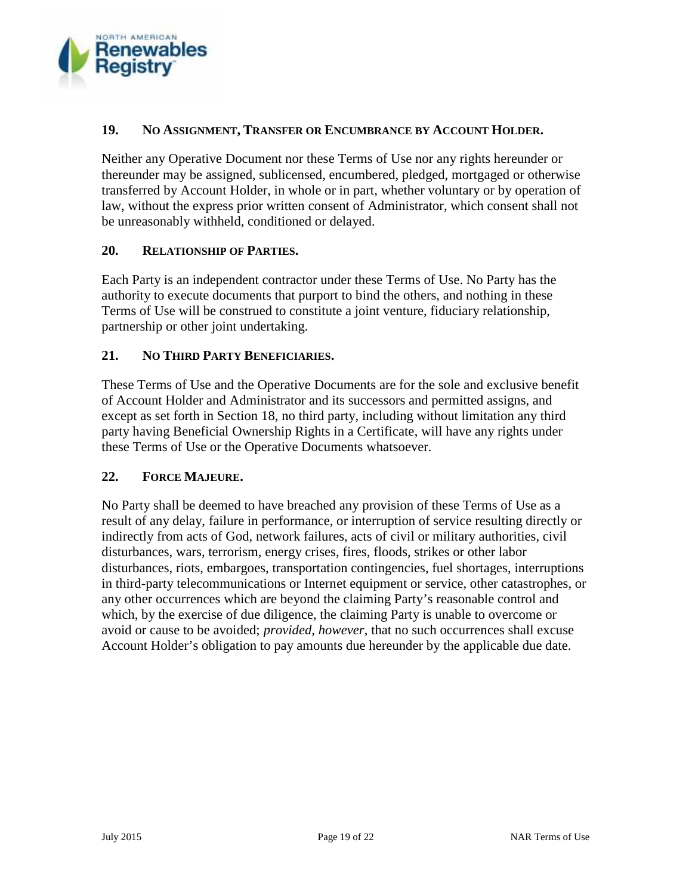## 19. NO ASSIGNMENT, TRANSFER OR ENCUMBRANCE BY ACCOUNT HOLDER.

Neither any Operative Document nor these Terms of Use nor any rights hereunder or thereunder may be assigned, sublicensed, encumbered, pledged, mortgaged or otherwise transferred by Account Holder, in whole or in part, whether voluntary or by operation of law, without the express prior written consent of Administrator, which consent shall not be unreasonably withheld, conditioned or delayed.

## 20. RELATIONSHIP OF PARTIES.

Each Party is an independent contractor under these Terms of Use. No Party has the authority to execute documents that purport to bind the others, and nothing in these Terms of Use will be construed to constitute a joint venture, fiduciary relationship, partnership or other joint undertaking.

## 21. NO THIRD PARTY BENEFICIARIES.

These Terms of Use and the Operative Documents are for the sole and exclusive benefit of Account Holder and Administrator and its successors and permitted assigns, and except as set forth in Section 18, no third party, including without limitation any third party having Beneficial Ownership Rights in a Certificate, will have any rights under these Terms of Use or the Operative Documents whatsoever.

## 22. FORCE MAJEURE.

No Party shall be deemed to have breached any provision of these Terms of Use as a result of any delay, failure in performance, or interruption of service resulting directly or indirectly from acts of God, network failures, acts of civil or military authorities, civil disturbances, wars, terrorism, energy crises, fires, floods, strikes or other labor disturbances, riots, embargoes, transportation contingencies, fuel shortages, interruptions in third-party telecommunications or Internet equipment or service, other catastrophes, or any other occurrences which are beyond the claiming Party's reasonable control and which, by the exercise of due diligence, the claiming Party is unable to overcome or avoid or cause to be avoided; *provided, however*, that no such occurrences shall excuse Account Holder's obligation to pay amounts due hereunder by the applicable due date.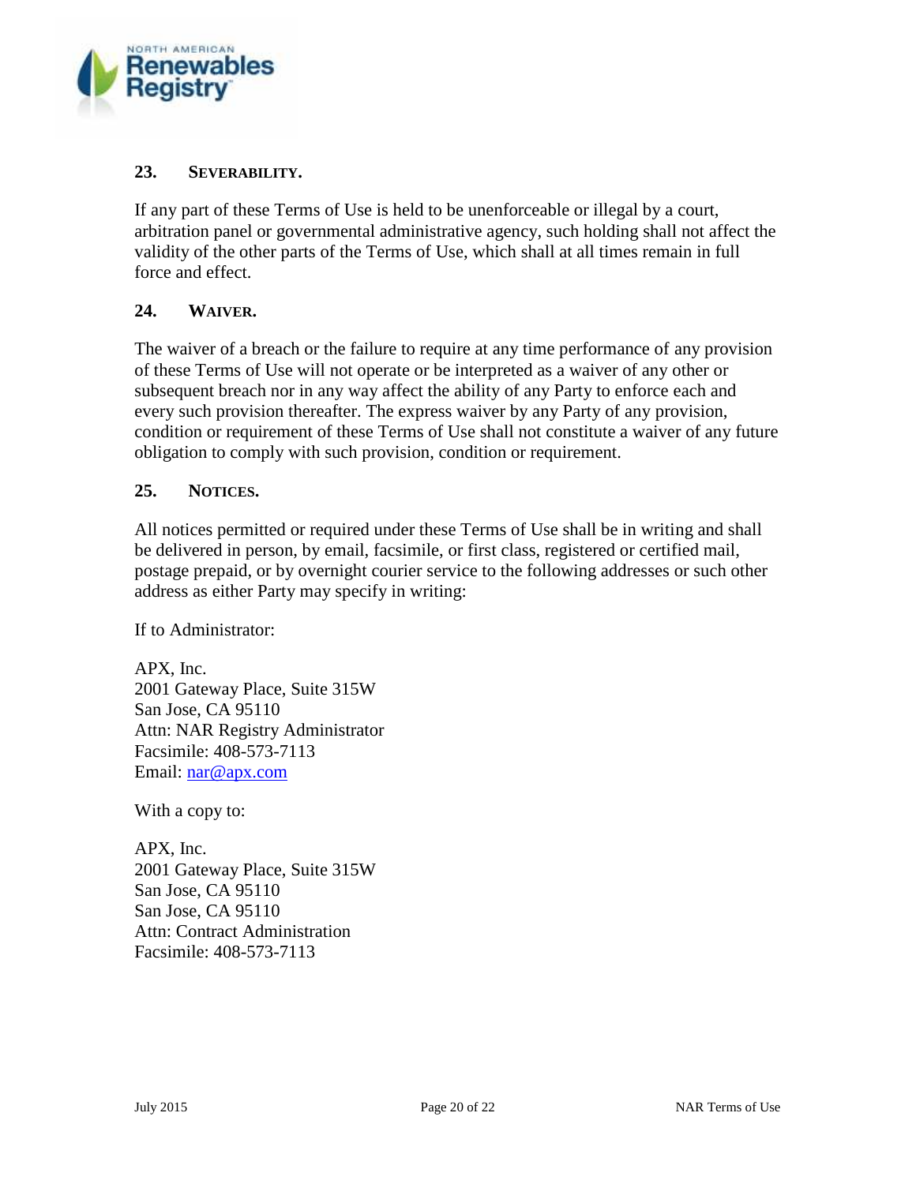## 23. SEVERABILITY.

If any part of these Terms of Use is held to be unenforceable or illegal by a court, arbitration panel or governmental administrative agency, such holding shall not affect the validity of the other parts of the Terms of Use, which shall at all times remain in full force and effect.

## 24. WAIVER.

The waiver of a breach or the failure to require at any time performance of any provision of these Terms of Use will not operate or be interpreted as a waiver of any other or subsequent breach nor in any way affect the ability of any Party to enforce each and every such provision thereafter. The express waiver by any Party of any provision, condition or requirement of these Terms of Use shall not constitute a waiver of any future obligation to comply with such provision, condition or requirement.

## 25. NOTICES.

All notices permitted or required under these Terms of Use shall be in writing and shall be delivered in person, by email, facsimile, or first class, registered or certified mail, postage prepaid, or by overnight courier service to the following addresses or such other address as either Party may specify in writing:

If to Administrator:

APX, Inc.
2001 Gateway Place, Suite 315W
San Jose, CA 95110
Attn: NAR Registry Administrator
Facsimile: 408-573-7113
Email: nar@apx.com

With a copy to:

APX, Inc.
2001 Gateway Place, Suite 315W
San Jose, CA 95110
San Jose, CA 95110
Attn: Contract Administration
Facsimile: 408-573-7113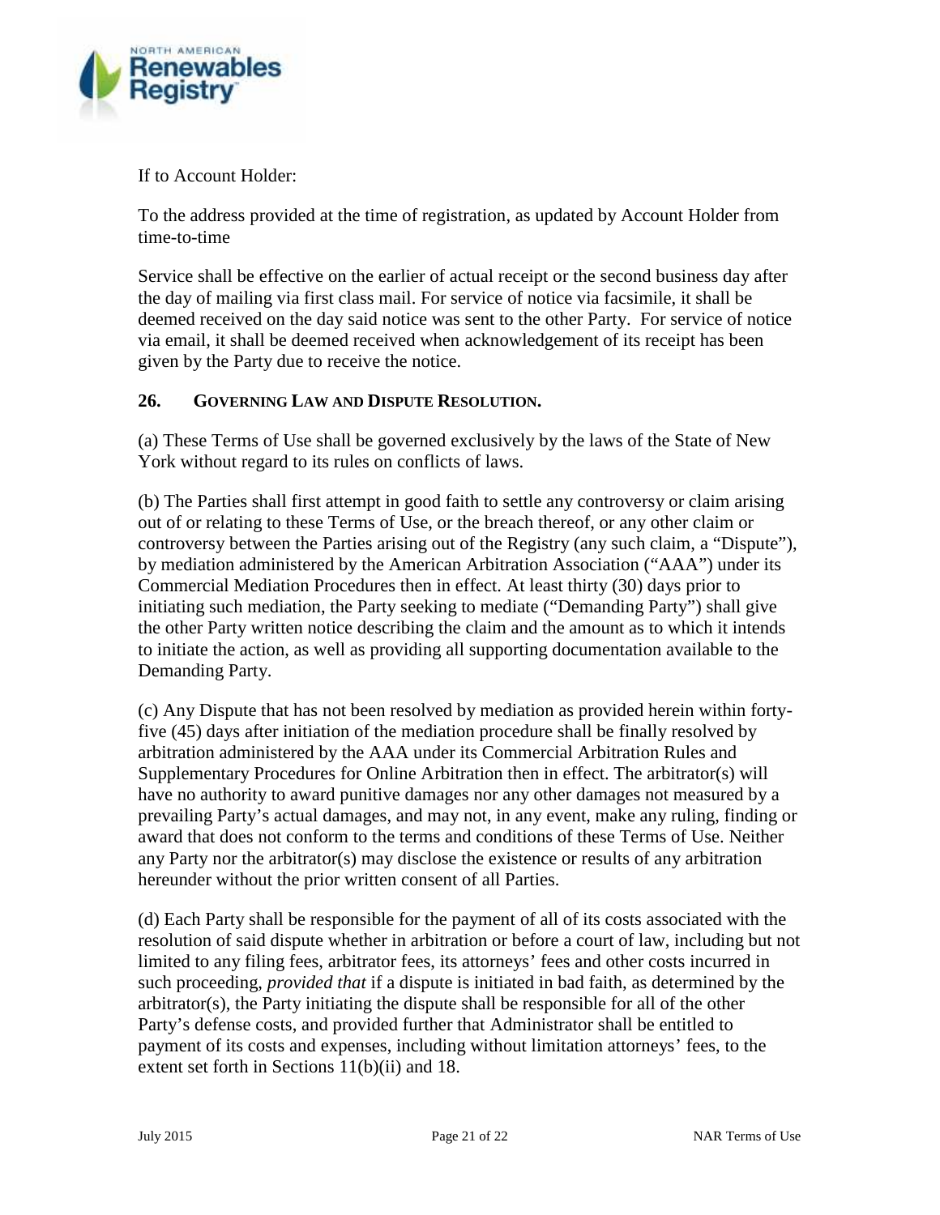If to Account Holder:

To the address provided at the time of registration, as updated by Account Holder from time-to-time

Service shall be effective on the earlier of actual receipt or the second business day after the day of mailing via first class mail. For service of notice via facsimile, it shall be deemed received on the day said notice was sent to the other Party. For service of notice via email, it shall be deemed received when acknowledgement of its receipt has been given by the Party due to receive the notice.

### 26. GOVERNING LAW AND DISPUTE RESOLUTION.

(a) These Terms of Use shall be governed exclusively by the laws of the State of New York without regard to its rules on conflicts of laws.

(b) The Parties shall first attempt in good faith to settle any controversy or claim arising out of or relating to these Terms of Use, or the breach thereof, or any other claim or controversy between the Parties arising out of the Registry (any such claim, a "Dispute"), by mediation administered by the American Arbitration Association ("AAA") under its Commercial Mediation Procedures then in effect. At least thirty (30) days prior to initiating such mediation, the Party seeking to mediate ("Demanding Party") shall give the other Party written notice describing the claim and the amount as to which it intends to initiate the action, as well as providing all supporting documentation available to the Demanding Party.

(c) Any Dispute that has not been resolved by mediation as provided herein within forty-five (45) days after initiation of the mediation procedure shall be finally resolved by arbitration administered by the AAA under its Commercial Arbitration Rules and Supplementary Procedures for Online Arbitration then in effect. The arbitrator(s) will have no authority to award punitive damages nor any other damages not measured by a prevailing Party's actual damages, and may not, in any event, make any ruling, finding or award that does not conform to the terms and conditions of these Terms of Use. Neither any Party nor the arbitrator(s) may disclose the existence or results of any arbitration hereunder without the prior written consent of all Parties.

(d) Each Party shall be responsible for the payment of all of its costs associated with the resolution of said dispute whether in arbitration or before a court of law, including but not limited to any filing fees, arbitrator fees, its attorneys' fees and other costs incurred in such proceeding, *provided that* if a dispute is initiated in bad faith, as determined by the arbitrator(s), the Party initiating the dispute shall be responsible for all of the other Party's defense costs, and provided further that Administrator shall be entitled to payment of its costs and expenses, including without limitation attorneys' fees, to the extent set forth in Sections 11(b)(ii) and 18.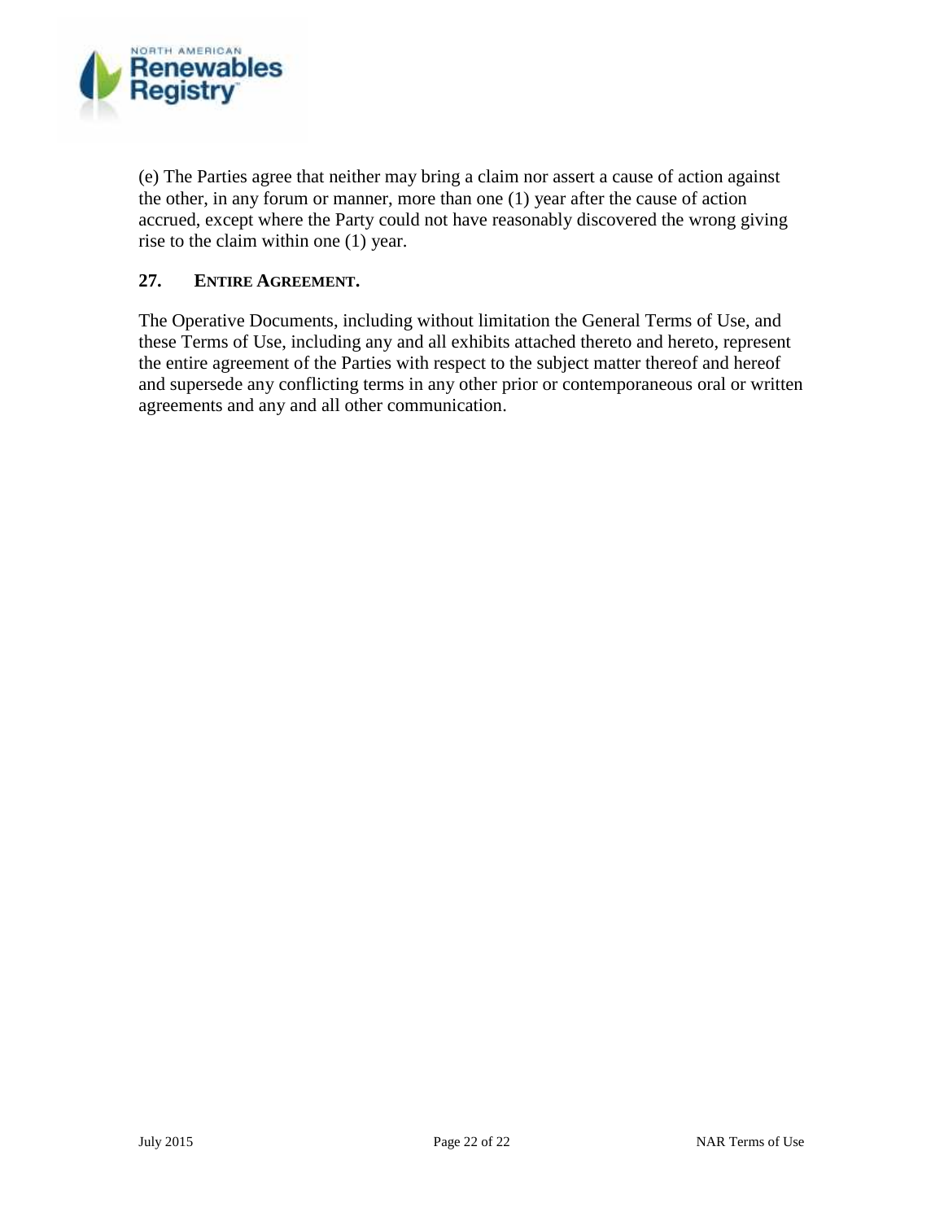(e) The Parties agree that neither may bring a claim nor assert a cause of action against the other, in any forum or manner, more than one (1) year after the cause of action accrued, except where the Party could not have reasonably discovered the wrong giving rise to the claim within one (1) year.

## 27. ENTIRE AGREEMENT.

The Operative Documents, including without limitation the General Terms of Use, and these Terms of Use, including any and all exhibits attached thereto and hereto, represent the entire agreement of the Parties with respect to the subject matter thereof and hereof and supersede any conflicting terms in any other prior or contemporaneous oral or written agreements and any and all other communication.